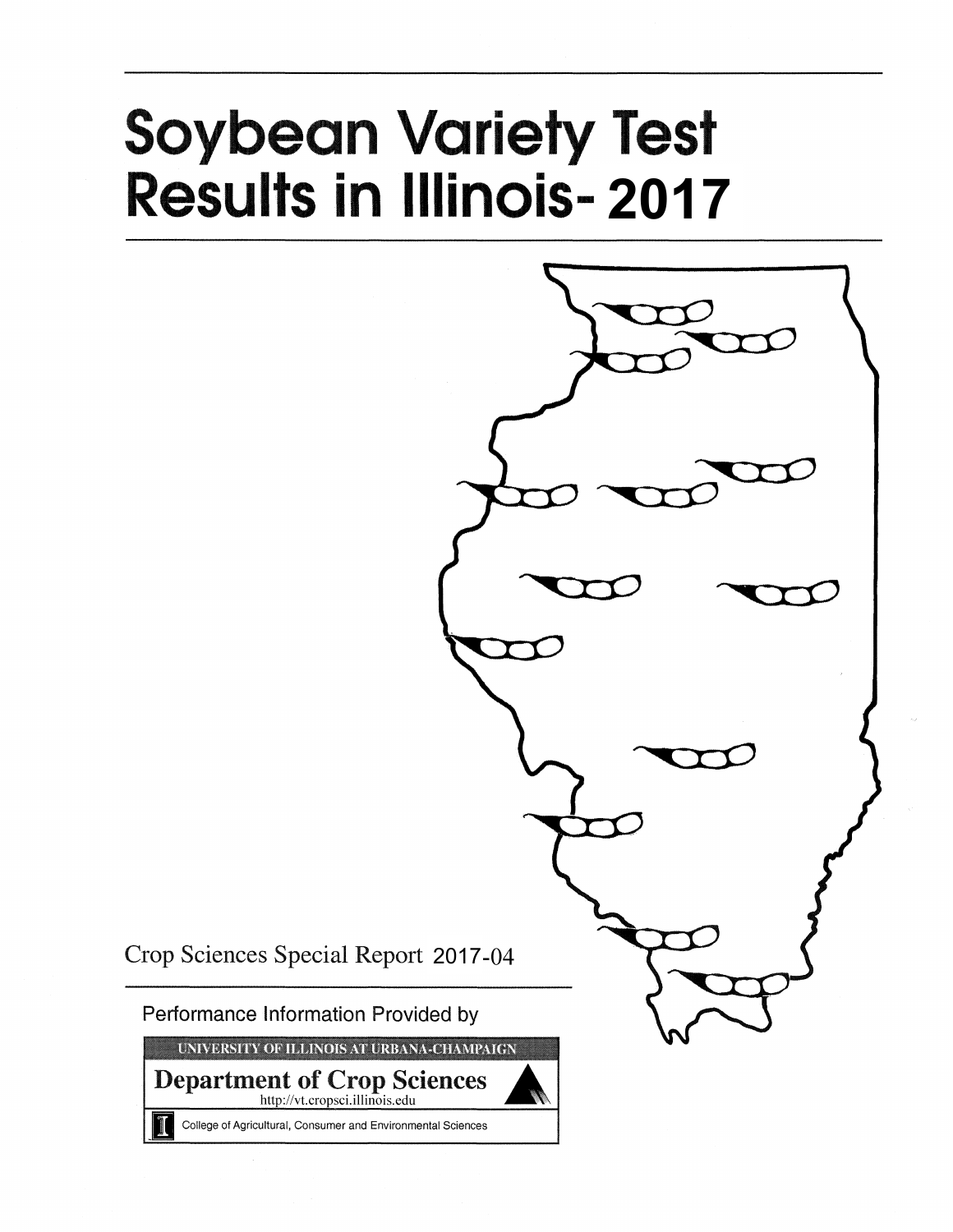# Soybean Variety Test Results in Illinois- 2017

Crop Sciences Special Report 2017-04

Performance Information Provided by

UNIVERSITY OF ILLINOIS AT URBANA-CHAMPAIGN

**Department of Crop Sciences**

http://vt.cropsci.illinois.edu

College of Agricultural, Consumer and Environmental Sciences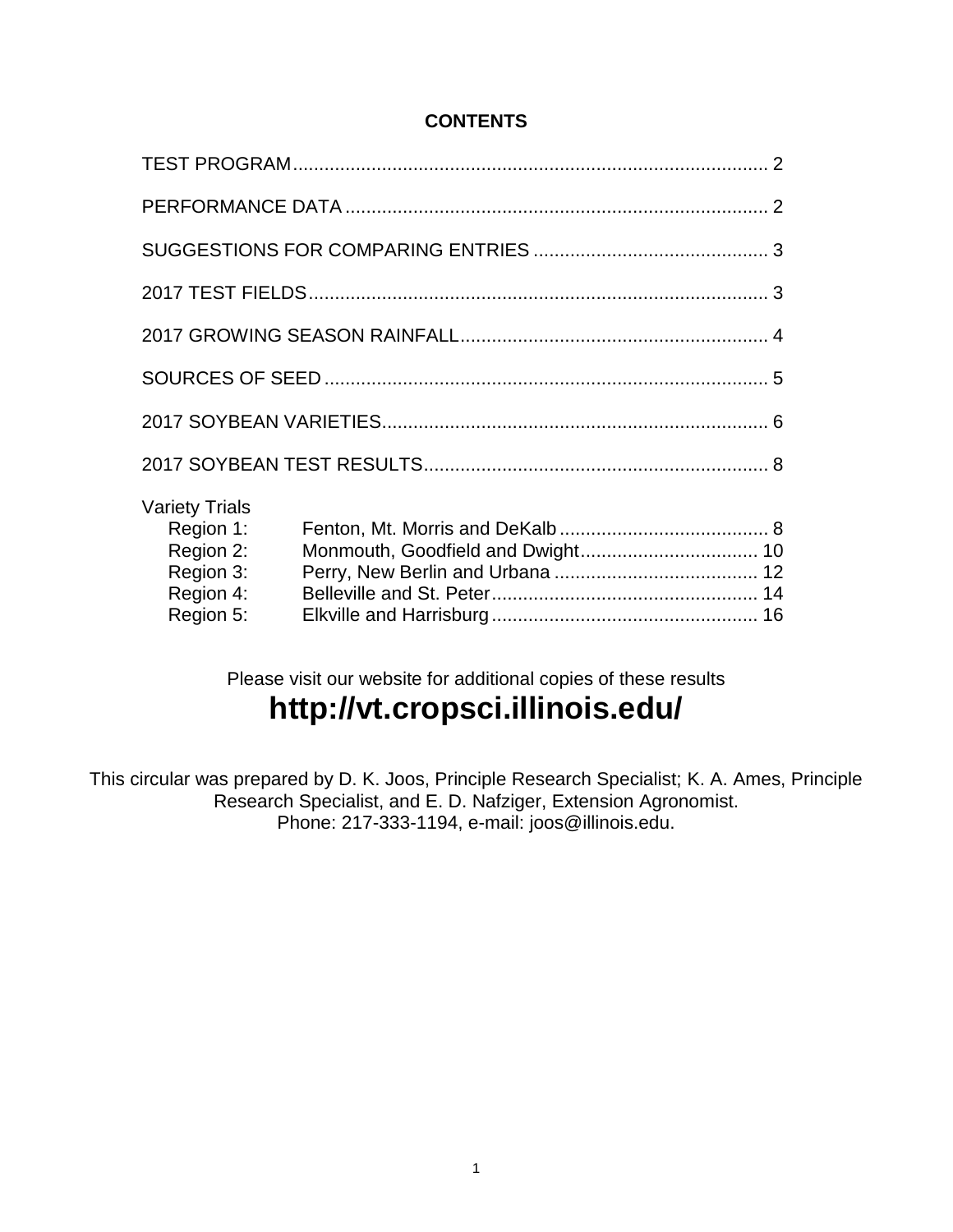# CONTENTS

| | |
|---|---|
| TEST PROGRAM | 2 |
| PERFORMANCE DATA | 2 |
| SUGGESTIONS FOR COMPARING ENTRIES | 3 |
| 2017 TEST FIELDS | 3 |
| 2017 GROWING SEASON RAINFALL | 4 |
| SOURCES OF SEED | 5 |
| 2017 SOYBEAN VARIETIES | 6 |
| 2017 SOYBEAN TEST RESULTS | 8 |

Variety Trials

| | | |
|---|---|---|
| Region 1: | Fenton, Mt. Morris and DeKalb | 8 |
| Region 2: | Monmouth, Goodfield and Dwight | 10 |
| Region 3: | Perry, New Berlin and Urbana | 12 |
| Region 4: | Belleville and St. Peter | 14 |
| Region 5: | Elkville and Harrisburg | 16 |

Please visit our website for additional copies of these results

**http://vt.cropsci.illinois.edu/**

This circular was prepared by D. K. Joos, Principle Research Specialist; K. A. Ames, Principle Research Specialist, and E. D. Nafziger, Extension Agronomist.
Phone: 217-333-1194, e-mail: joos@illinois.edu.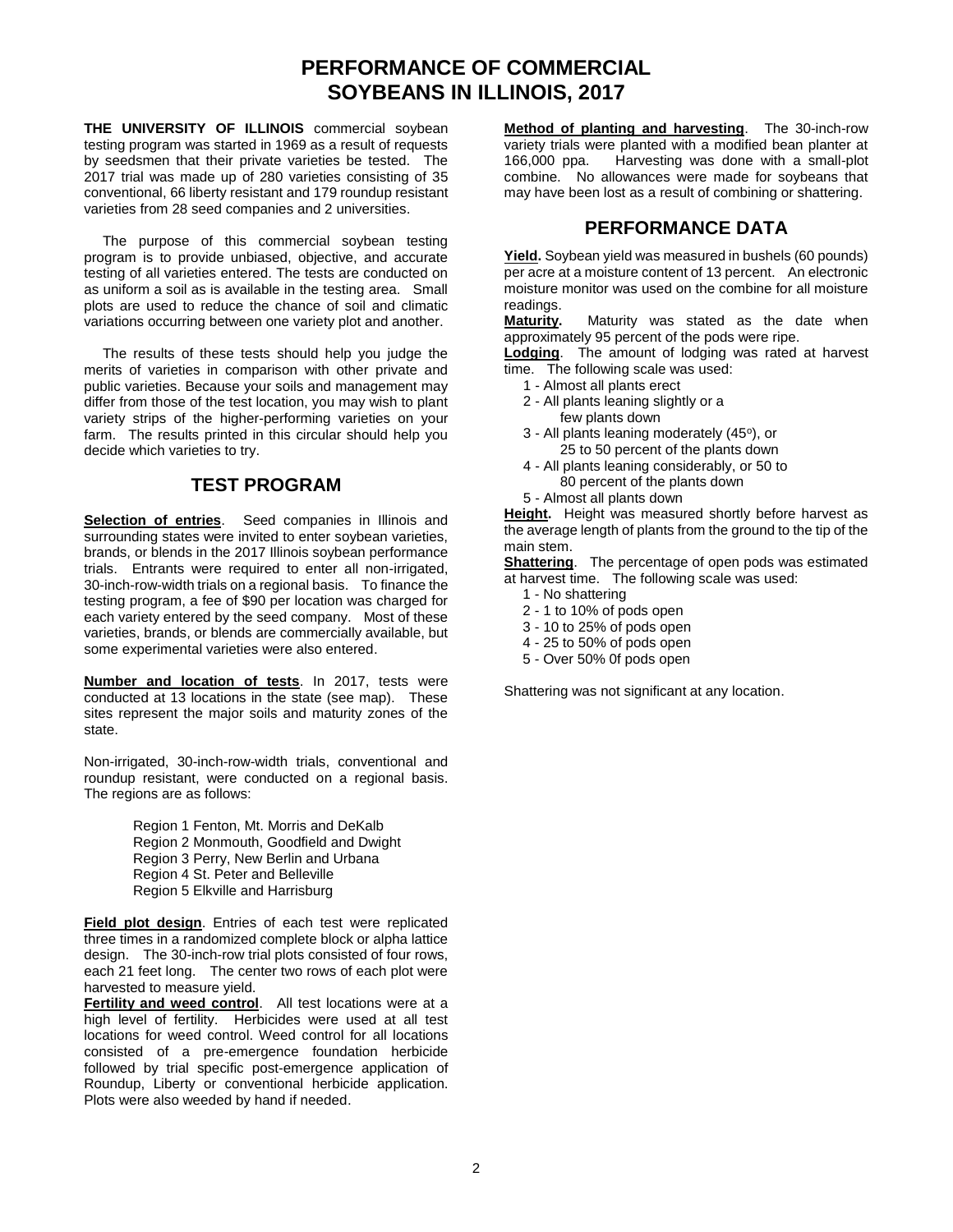# PERFORMANCE OF COMMERCIAL SOYBEANS IN ILLINOIS, 2017

**THE UNIVERSITY OF ILLINOIS** commercial soybean testing program was started in 1969 as a result of requests by seedsmen that their private varieties be tested. The 2017 trial was made up of 280 varieties consisting of 35 conventional, 66 liberty resistant and 179 roundup resistant varieties from 28 seed companies and 2 universities.

The purpose of this commercial soybean testing program is to provide unbiased, objective, and accurate testing of all varieties entered. The tests are conducted on as uniform a soil as is available in the testing area. Small plots are used to reduce the chance of soil and climatic variations occurring between one variety plot and another.

The results of these tests should help you judge the merits of varieties in comparison with other private and public varieties. Because your soils and management may differ from those of the test location, you may wish to plant variety strips of the higher-performing varieties on your farm. The results printed in this circular should help you decide which varieties to try.

## TEST PROGRAM

**Selection of entries**. Seed companies in Illinois and surrounding states were invited to enter soybean varieties, brands, or blends in the 2017 Illinois soybean performance trials. Entrants were required to enter all non-irrigated, 30-inch-row-width trials on a regional basis. To finance the testing program, a fee of $90 per location was charged for each variety entered by the seed company. Most of these varieties, brands, or blends are commercially available, but some experimental varieties were also entered.

**Number and location of tests**. In 2017, tests were conducted at 13 locations in the state (see map). These sites represent the major soils and maturity zones of the state.

Non-irrigated, 30-inch-row-width trials, conventional and roundup resistant, were conducted on a regional basis. The regions are as follows:

Region 1 Fenton, Mt. Morris and DeKalb
Region 2 Monmouth, Goodfield and Dwight
Region 3 Perry, New Berlin and Urbana
Region 4 St. Peter and Belleville
Region 5 Elkville and Harrisburg

**Field plot design**. Entries of each test were replicated three times in a randomized complete block or alpha lattice design. The 30-inch-row trial plots consisted of four rows, each 21 feet long. The center two rows of each plot were harvested to measure yield.

**Fertility and weed control**. All test locations were at a high level of fertility. Herbicides were used at all test locations for weed control. Weed control for all locations consisted of a pre-emergence foundation herbicide followed by trial specific post-emergence application of Roundup, Liberty or conventional herbicide application. Plots were also weeded by hand if needed.

**Method of planting and harvesting**. The 30-inch-row variety trials were planted with a modified bean planter at 166,000 ppa. Harvesting was done with a small-plot combine. No allowances were made for soybeans that may have been lost as a result of combining or shattering.

## PERFORMANCE DATA

**Yield.** Soybean yield was measured in bushels (60 pounds) per acre at a moisture content of 13 percent. An electronic moisture monitor was used on the combine for all moisture readings.

**Maturity.** Maturity was stated as the date when approximately 95 percent of the pods were ripe.

**Lodging**. The amount of lodging was rated at harvest time. The following scale was used:

1 - Almost all plants erect
2 - All plants leaning slightly or a few plants down
3 - All plants leaning moderately (45°), or 25 to 50 percent of the plants down
4 - All plants leaning considerably, or 50 to 80 percent of the plants down
5 - Almost all plants down

**Height.** Height was measured shortly before harvest as the average length of plants from the ground to the tip of the main stem.

**Shattering**. The percentage of open pods was estimated at harvest time. The following scale was used:

1 - No shattering
2 - 1 to 10% of pods open
3 - 10 to 25% of pods open
4 - 25 to 50% of pods open
5 - Over 50% 0f pods open

Shattering was not significant at any location.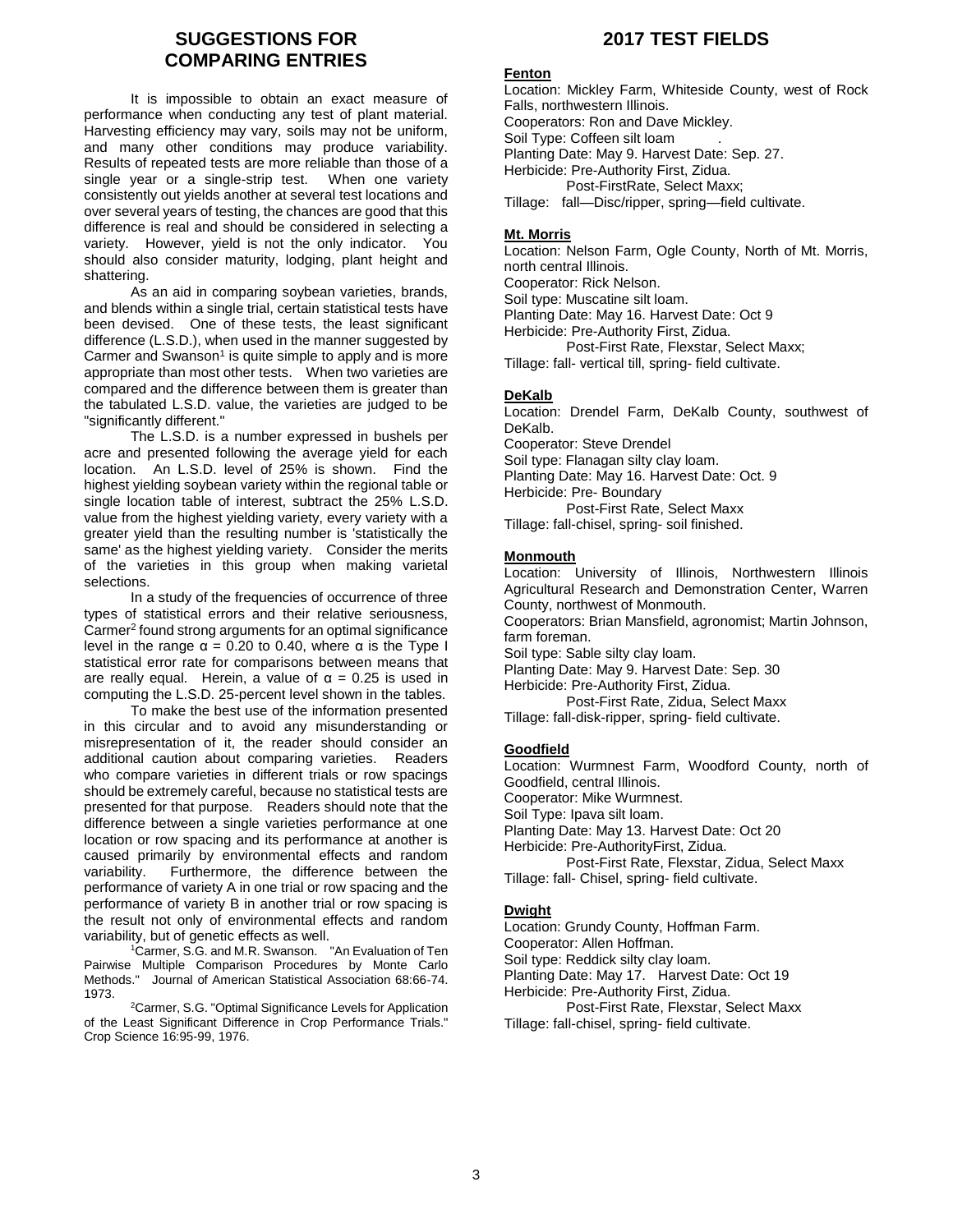## SUGGESTIONS FOR COMPARING ENTRIES

It is impossible to obtain an exact measure of performance when conducting any test of plant material. Harvesting efficiency may vary, soils may not be uniform, and many other conditions may produce variability. Results of repeated tests are more reliable than those of a single year or a single-strip test. When one variety consistently out yields another at several test locations and over several years of testing, the chances are good that this difference is real and should be considered in selecting a variety. However, yield is not the only indicator. You should also consider maturity, lodging, plant height and shattering.

As an aid in comparing soybean varieties, brands, and blends within a single trial, certain statistical tests have been devised. One of these tests, the least significant difference (L.S.D.), when used in the manner suggested by Carmer and Swanson[1] is quite simple to apply and is more appropriate than most other tests. When two varieties are compared and the difference between them is greater than the tabulated L.S.D. value, the varieties are judged to be "significantly different."

The L.S.D. is a number expressed in bushels per acre and presented following the average yield for each location. An L.S.D. level of 25% is shown. Find the highest yielding soybean variety within the regional table or single location table of interest, subtract the 25% L.S.D. value from the highest yielding variety, every variety with a greater yield than the resulting number is 'statistically the same' as the highest yielding variety. Consider the merits of the varieties in this group when making varietal selections.

In a study of the frequencies of occurrence of three types of statistical errors and their relative seriousness, Carmer[2] found strong arguments for an optimal significance level in the range $\alpha = 0.20$ to $0.40$, where $\alpha$ is the Type I statistical error rate for comparisons between means that are really equal. Herein, a value of $\alpha = 0.25$ is used in computing the L.S.D. 25-percent level shown in the tables.

To make the best use of the information presented in this circular and to avoid any misunderstanding or misrepresentation of it, the reader should consider an additional caution about comparing varieties. Readers who compare varieties in different trials or row spacings should be extremely careful, because no statistical tests are presented for that purpose. Readers should note that the difference between a single varieties performance at one location or row spacing and its performance at another is caused primarily by environmental effects and random variability. Furthermore, the difference between the performance of variety A in one trial or row spacing and the performance of variety B in another trial or row spacing is the result not only of environmental effects and random variability, but of genetic effects as well.

[1]Carmer, S.G. and M.R. Swanson. "An Evaluation of Ten Pairwise Multiple Comparison Procedures by Monte Carlo Methods." Journal of American Statistical Association 68:66-74. 1973.

[2]Carmer, S.G. "Optimal Significance Levels for Application of the Least Significant Difference in Crop Performance Trials." Crop Science 16:95-99, 1976.

## 2017 TEST FIELDS

### Fenton

Location: Mickley Farm, Whiteside County, west of Rock Falls, northwestern Illinois.
Cooperators: Ron and Dave Mickley.
Soil Type: Coffeen silt loam .
Planting Date: May 9. Harvest Date: Sep. 27.
Herbicide: Pre-Authority First, Zidua.
Post-FirstRate, Select Maxx;
Tillage: fall—Disc/ripper, spring—field cultivate.

### Mt. Morris

Location: Nelson Farm, Ogle County, North of Mt. Morris, north central Illinois.
Cooperator: Rick Nelson.
Soil type: Muscatine silt loam.
Planting Date: May 16. Harvest Date: Oct 9
Herbicide: Pre-Authority First, Zidua.
Post-First Rate, Flexstar, Select Maxx;
Tillage: fall- vertical till, spring- field cultivate.

### DeKalb

Location: Drendel Farm, DeKalb County, southwest of DeKalb.
Cooperator: Steve Drendel
Soil type: Flanagan silty clay loam.
Planting Date: May 16. Harvest Date: Oct. 9
Herbicide: Pre- Boundary
Post-First Rate, Select Maxx
Tillage: fall-chisel, spring- soil finished.

### Monmouth

Location: University of Illinois, Northwestern Illinois Agricultural Research and Demonstration Center, Warren County, northwest of Monmouth.
Cooperators: Brian Mansfield, agronomist; Martin Johnson, farm foreman.
Soil type: Sable silty clay loam.
Planting Date: May 9. Harvest Date: Sep. 30
Herbicide: Pre-Authority First, Zidua.
Post-First Rate, Zidua, Select Maxx
Tillage: fall-disk-ripper, spring- field cultivate.

### Goodfield

Location: Wurmnest Farm, Woodford County, north of Goodfield, central Illinois.
Cooperator: Mike Wurmnest.
Soil Type: Ipava silt loam.
Planting Date: May 13. Harvest Date: Oct 20
Herbicide: Pre-AuthorityFirst, Zidua.
Post-First Rate, Flexstar, Zidua, Select Maxx
Tillage: fall- Chisel, spring- field cultivate.

### Dwight

Location: Grundy County, Hoffman Farm.
Cooperator: Allen Hoffman.
Soil type: Reddick silty clay loam.
Planting Date: May 17. Harvest Date: Oct 19
Herbicide: Pre-Authority First, Zidua.
Post-First Rate, Flexstar, Select Maxx
Tillage: fall-chisel, spring- field cultivate.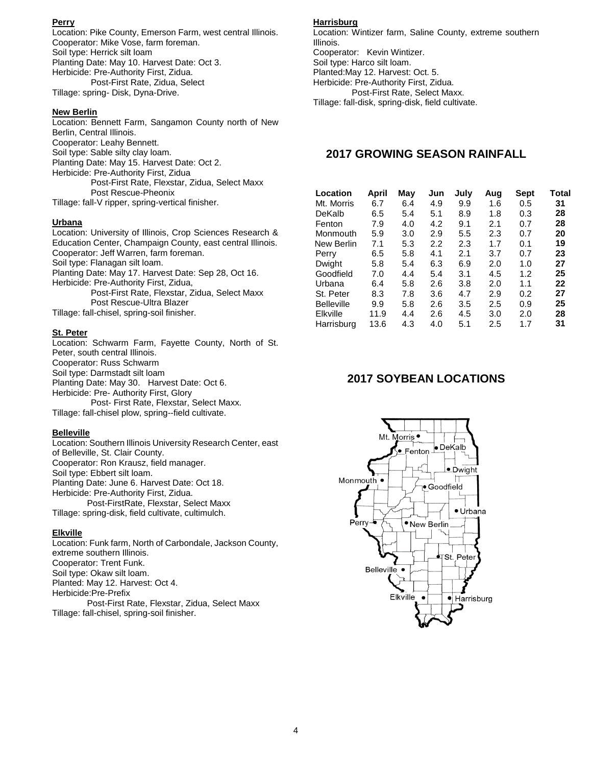**Perry**

Location: Pike County, Emerson Farm, west central Illinois.
Cooperator: Mike Vose, farm foreman.
Soil type: Herrick silt loam
Planting Date: May 10. Harvest Date: Oct 3.
Herbicide: Pre-Authority First, Zidua.
Post-First Rate, Zidua, Select
Tillage: spring- Disk, Dyna-Drive.

**New Berlin**

Location: Bennett Farm, Sangamon County north of New Berlin, Central Illinois.
Cooperator: Leahy Bennett.
Soil type: Sable silty clay loam.
Planting Date: May 15. Harvest Date: Oct 2.
Herbicide: Pre-Authority First, Zidua
Post-First Rate, Flexstar, Zidua, Select Maxx
Post Rescue-Pheonix
Tillage: fall-V ripper, spring-vertical finisher.

**Urbana**

Location: University of Illinois, Crop Sciences Research & Education Center, Champaign County, east central Illinois.
Cooperator: Jeff Warren, farm foreman.
Soil type: Flanagan silt loam.
Planting Date: May 17. Harvest Date: Sep 28, Oct 16.
Herbicide: Pre-Authority First, Zidua,
Post-First Rate, Flexstar, Zidua, Select Maxx
Post Rescue-Ultra Blazer
Tillage: fall-chisel, spring-soil finisher.

**St. Peter**

Location: Schwarm Farm, Fayette County, North of St. Peter, south central Illinois.
Cooperator: Russ Schwarm
Soil type: Darmstadt silt loam
Planting Date: May 30. Harvest Date: Oct 6.
Herbicide: Pre- Authority First, Glory
Post- First Rate, Flexstar, Select Maxx.
Tillage: fall-chisel plow, spring--field cultivate.

**Belleville**

Location: Southern Illinois University Research Center, east of Belleville, St. Clair County.
Cooperator: Ron Krausz, field manager.
Soil type: Ebbert silt loam.
Planting Date: June 6. Harvest Date: Oct 18.
Herbicide: Pre-Authority First, Zidua.
Post-FirstRate, Flexstar, Select Maxx
Tillage: spring-disk, field cultivate, cultimulch.

**Elkville**

Location: Funk farm, North of Carbondale, Jackson County, extreme southern Illinois.
Cooperator: Trent Funk.
Soil type: Okaw silt loam.
Planted: May 12. Harvest: Oct 4.
Herbicide:Pre-Prefix
Post-First Rate, Flexstar, Zidua, Select Maxx
Tillage: fall-chisel, spring-soil finisher.

**Harrisburg**

Location: Wintizer farm, Saline County, extreme southern Illinois.
Cooperator: Kevin Wintizer.
Soil type: Harco silt loam.
Planted:May 12. Harvest: Oct. 5.
Herbicide: Pre-Authority First, Zidua.
Post-First Rate, Select Maxx.
Tillage: fall-disk, spring-disk, field cultivate.

## 2017 GROWING SEASON RAINFALL

| Location | April | May | Jun | July | Aug | Sept | Total |
|---|---|---|---|---|---|---|---|
| Mt. Morris | 6.7 | 6.4 | 4.9 | 9.9 | 1.6 | 0.5 | **31** |
| DeKalb | 6.5 | 5.4 | 5.1 | 8.9 | 1.8 | 0.3 | **28** |
| Fenton | 7.9 | 4.0 | 4.2 | 9.1 | 2.1 | 0.7 | **28** |
| Monmouth | 5.9 | 3.0 | 2.9 | 5.5 | 2.3 | 0.7 | **20** |
| New Berlin | 7.1 | 5.3 | 2.2 | 2.3 | 1.7 | 0.1 | **19** |
| Perry | 6.5 | 5.8 | 4.1 | 2.1 | 3.7 | 0.7 | **23** |
| Dwight | 5.8 | 5.4 | 6.3 | 6.9 | 2.0 | 1.0 | **27** |
| Goodfield | 7.0 | 4.4 | 5.4 | 3.1 | 4.5 | 1.2 | **25** |
| Urbana | 6.4 | 5.8 | 2.6 | 3.8 | 2.0 | 1.1 | **22** |
| St. Peter | 8.3 | 7.8 | 3.6 | 4.7 | 2.9 | 0.2 | **27** |
| Belleville | 9.9 | 5.8 | 2.6 | 3.5 | 2.5 | 0.9 | **25** |
| Elkville | 11.9 | 4.4 | 2.6 | 4.5 | 3.0 | 2.0 | **28** |
| Harrisburg | 13.6 | 4.3 | 4.0 | 5.1 | 2.5 | 1.7 | **31** |

## 2017 SOYBEAN LOCATIONS

Mt. Morris, DeKalb, Fenton, Dwight, Monmouth, Goodfield, Urbana, Perry, New Berlin, St. Peter, Belleville, Elkville, Harrisburg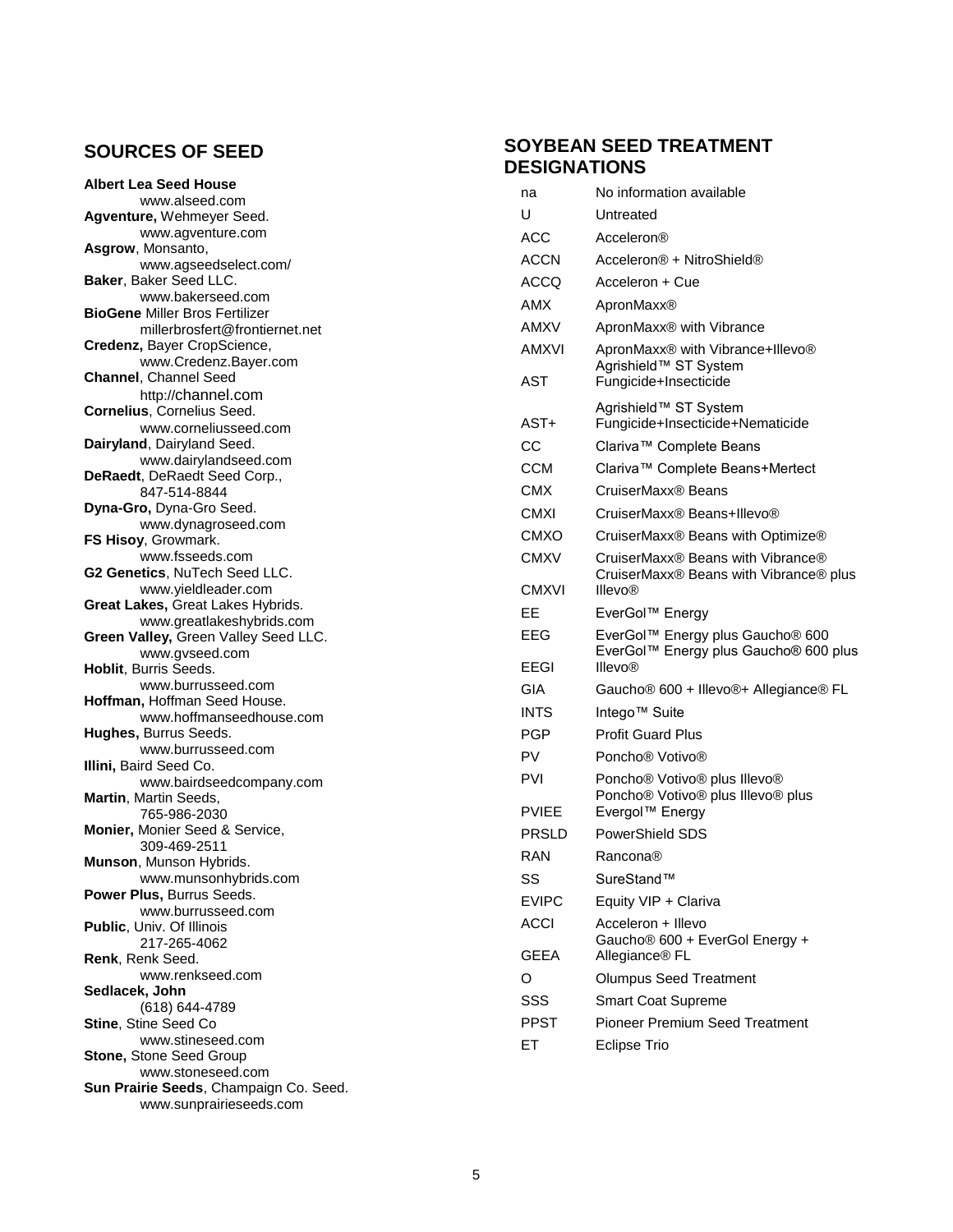## SOURCES OF SEED

**Albert Lea Seed House**
www.alseed.com
**Agventure,** Wehmeyer Seed.
www.agventure.com
**Asgrow**, Monsanto,
www.agseedselect.com/
**Baker**, Baker Seed LLC.
www.bakerseed.com
**BioGene** Miller Bros Fertilizer
millerbrosfert@frontiernet.net
**Credenz,** Bayer CropScience,
www.Credenz.Bayer.com
**Channel**, Channel Seed
http://channel.com
**Cornelius**, Cornelius Seed.
www.corneliusseed.com
**Dairyland**, Dairyland Seed.
www.dairylandseed.com
**DeRaedt**, DeRaedt Seed Corp.,
847-514-8844
**Dyna-Gro,** Dyna-Gro Seed.
www.dynagroseed.com
**FS Hisoy**, Growmark.
www.fsseeds.com
**G2 Genetics**, NuTech Seed LLC.
www.yieldleader.com
**Great Lakes,** Great Lakes Hybrids.
www.greatlakeshybrids.com
**Green Valley,** Green Valley Seed LLC.
www.gvseed.com
**Hoblit**, Burris Seeds.
www.burrusseed.com
**Hoffman,** Hoffman Seed House.
www.hoffmanseedhouse.com
**Hughes,** Burrus Seeds.
www.burrusseed.com
**Illini,** Baird Seed Co.
www.bairdseedcompany.com
**Martin**, Martin Seeds,
765-986-2030
**Monier,** Monier Seed & Service,
309-469-2511
**Munson**, Munson Hybrids.
www.munsonhybrids.com
**Power Plus,** Burrus Seeds.
www.burrusseed.com
**Public**, Univ. Of Illinois
217-265-4062
**Renk**, Renk Seed.
www.renkseed.com
**Sedlacek, John**
(618) 644-4789
**Stine**, Stine Seed Co
www.stineseed.com
**Stone,** Stone Seed Group
www.stoneseed.com
**Sun Prairie Seeds**, Champaign Co. Seed.
www.sunprairieseeds.com

## SOYBEAN SEED TREATMENT DESIGNATIONS

| | |
|---|---|
| na | No information available |
| U | Untreated |
| ACC | Acceleron® |
| ACCN | Acceleron® + NitroShield® |
| ACCQ | Acceleron + Cue |
| AMX | ApronMaxx® |
| AMXV | ApronMaxx® with Vibrance |
| AMXVI | ApronMaxx® with Vibrance+Illevo® |
| AST | Agrishield™ ST System Fungicide+Insecticide |
| AST+ | Agrishield™ ST System Fungicide+Insecticide+Nematicide |
| CC | Clariva™ Complete Beans |
| CCM | Clariva™ Complete Beans+Mertect |
| CMX | CruiserMaxx® Beans |
| CMXI | CruiserMaxx® Beans+Illevo® |
| CMXO | CruiserMaxx® Beans with Optimize® |
| CMXV | CruiserMaxx® Beans with Vibrance® |
| CMXVI | CruiserMaxx® Beans with Vibrance® plus Illevo® |
| EE | EverGol™ Energy |
| EEG | EverGol™ Energy plus Gaucho® 600 |
| EEGI | EverGol™ Energy plus Gaucho® 600 plus Illevo® |
| GIA | Gaucho® 600 + Illevo®+ Allegiance® FL |
| INTS | Intego™ Suite |
| PGP | Profit Guard Plus |
| PV | Poncho® Votivo® |
| PVI | Poncho® Votivo® plus Illevo® |
| PVIEE | Poncho® Votivo® plus Illevo® plus Evergol™ Energy |
| PRSLD | PowerShield SDS |
| RAN | Rancona® |
| SS | SureStand™ |
| EVIPC | Equity VIP + Clariva |
| ACCI | Acceleron + Illevo |
| GEEA | Gaucho® 600 + EverGol Energy + Allegiance® FL |
| O | Olumpus Seed Treatment |
| SSS | Smart Coat Supreme |
| PPST | Pioneer Premium Seed Treatment |
| ET | Eclipse Trio |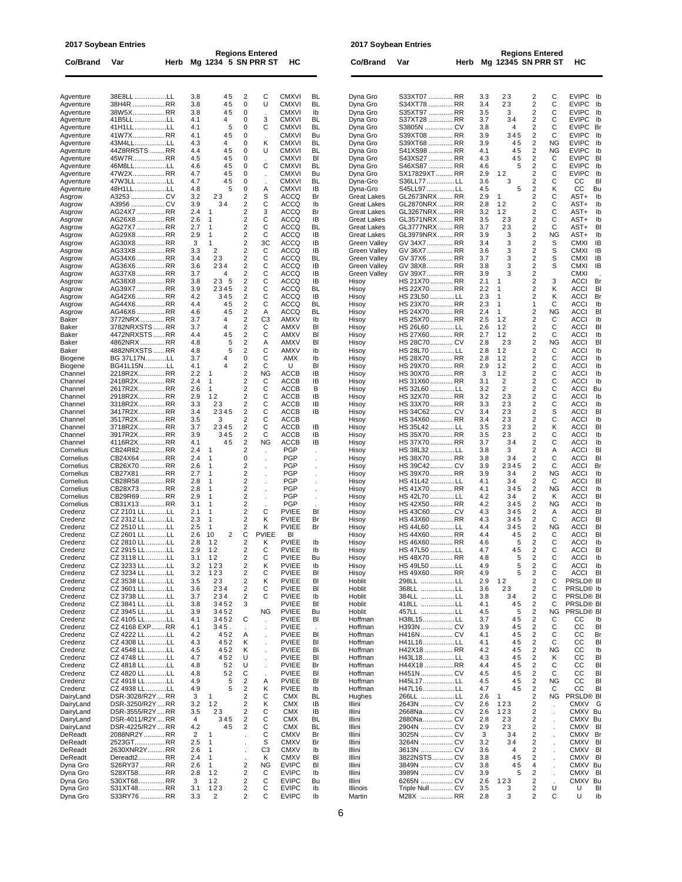# 2017 Soybean Entries

| Co/Brand | Var | Herb | Mg | Regions Entered 1234 5 | SN | PRR | ST | HC |
|---|---|---|---|---|---|---|---|---|
| Agventure | 38E8LL | LL | 3.8 | 45 | 2 | C | CMXVI | BL |
| Agventure | 38H4R | RR | 3.8 | 45 | 0 | U | CMXVI | BL |
| Agventure | 38W5X | RR | 3.8 | 45 | 0 | . | CMXVI | Ib |
| Agventure | 41B5LL | LL | 4.1 | 4 | 0 | 3 | CMXVI | BL |
| Agventure | 41H1LL | LL | 4.1 | 5 | 0 | C | CMXVI | BL |
| Agventure | 41W7X | RR | 4.1 | 45 | 0 | . | CMXVI | Bu |
| Agventure | 43M4LL | LL | 4.3 | 4 | 0 | K | CMXVI | BL |
| Agventure | 44Z8RRSTS | RR | 4.4 | 45 | 0 | U | CMXVI | BL |
| Agventure | 45W7R | RR | 4.5 | 45 | 0 | . | CMXVI | Bl |
| Agventure | 46M8LL | LL | 4.6 | 45 | 0 | C | CMXVI | BL |
| Agventure | 47W2X | RR | 4.7 | 45 | 0 | . | CMXVI | Bu |
| Agventure | 47W3LL | LL | 4.7 | 45 | 0 | . | CMXVI | BL |
| Agventure | 48H1LL | LL | 4.8 | 5 | 0 | A | CMXVI | IB |
| Asgrow | A3253 | CV | 3.2 | 23 | 2 | S | ACCQ | Br |
| Asgrow | A3956 | CV | 3.9 | 34 | 2 | C | ACCQ | Ib |
| Asgrow | AG24X7 | RR | 2.4 | 1 | 2 | 3 | ACCQ | Br |
| Asgrow | AG26X8 | RR | 2.6 | 1 | 2 | C | ACCQ | IB |
| Asgrow | AG27X7 | RR | 2.7 | 1 | 2 | C | ACCQ | BL |
| Asgrow | AG29X8 | RR | 2.9 | 1 | 2 | C | ACCQ | IB |
| Asgrow | AG30X8 | RR | 3 | 1 | 2 | 3C | ACCQ | IB |
| Asgrow | AG33X8 | RR | 3.3 | 2 | 2 | C | ACCQ | IB |
| Asgrow | AG34X6 | RR | 3.4 | 23 | 2 | C | ACCQ | BL |
| Asgrow | AG36X6 | RR | 3.6 | 234 | 2 | C | ACCQ | IB |
| Asgrow | AG37X8 | RR | 3.7 | 4 | 2 | C | ACCQ | IB |
| Asgrow | AG38X8 | RR | 3.8 | 23 5 | 2 | C | ACCQ | IB |
| Asgrow | AG39X7 | RR | 3.9 | 2345 | 2 | C | ACCQ | BL |
| Asgrow | AG42X6 | RR | 4.2 | 345 | 2 | C | ACCQ | IB |
| Asgrow | AG44X6 | RR | 4.4 | 45 | 2 | C | ACCQ | BL |
| Asgrow | AG46X6 | RR | 4.6 | 45 | 2 | A | ACCQ | BL |
| Baker | 3772NRX | RR | 3.7 | 4 | 2 | C3 | AMXV | Ib |
| Baker | 3782NRXSTS | RR | 3.7 | 4 | 2 | C | AMXV | Bl |
| Baker | 4472NRXSTS | RR | 4.4 | 45 | 2 | C | AMXV | Bl |
| Baker | 4862NRX | RR | 4.8 | 5 | 2 | A | AMXV | Bl |
| Baker | 4882NRXSTS | RR | 4.8 | 5 | 2 | C | AMXV | Ib |
| Biogene | BG 37L17N | LL | 3.7 | 4 | 0 | C | AMX | Ib |
| Biogene | BG41L15N | LL | 4.1 | 4 | 2 | C | U | Bl |
| Channel | 2218R2X | RR | 2.2 | 1 | 2 | NG | ACCB | IB |
| Channel | 2418R2X | RR | 2.4 | 1 | 2 | C | ACCB | IB |
| Channel | 2617R2X | RR | 2.6 | 1 | 2 | C | ACCB | B |
| Channel | 2918R2X | RR | 2.9 | 12 | 2 | C | ACCB | IB |
| Channel | 3318R2X | RR | 3.3 | 23 | 2 | C | ACCB | IB |
| Channel | 3417R2X | RR | 3.4 | 2345 | 2 | C | ACCB | IB |
| Channel | 3517R2X | RR | 3.5 | 3 | 2 | C | ACCB | |
| Channel | 3718R2X | RR | 3.7 | 2345 | 2 | C | ACCB | IB |
| Channel | 3917R2X | RR | 3.9 | 345 | 2 | C | ACCB | IB |
| Channel | 4116R2X | RR | 4.1 | 45 | 2 | NG | ACCB | IB |
| Cornelius | CB24R82 | RR | 2.4 | 1 | 2 | . | PGP | . |
| Cornelius | CB24X64 | RR | 2.4 | 1 | 0 | . | PGP | . |
| Cornelius | CB26X70 | RR | 2.6 | 1 | 2 | . | PGP | . |
| Cornelius | CB27X81 | RR | 2.7 | 1 | 2 | . | PGP | . |
| Cornelius | CB28R58 | RR | 2.8 | 1 | 2 | . | PGP | . |
| Cornelius | CB28X73 | RR | 2.8 | 1 | 2 | . | PGP | . |
| Cornelius | CB29R69 | RR | 2.9 | 1 | 2 | . | PGP | . |
| Cornelius | CB31X13 | RR | 3.1 | 1 | 2 | . | PGP | . |
| Credenz | CZ 2101 LL | LL | 2.1 | 1 | 2 | C | PVIEE | Bl |
| Credenz | CZ 2312 LL | LL | 2.3 | 1 | 2 | K | PVIEE | Br |
| Credenz | CZ 2510 LL | LL | 2.5 | 1 | 2 | K | PVIEE | Br |
| Credenz | CZ 2601 LL | LL | 2.6 | 10 2 | C | PVIEE | Bl | |
| Credenz | CZ 2810 LL | LL | 2.8 | 12 | 2 | K | PVIEE | Ib |
| Credenz | CZ 2915 LL | LL | 2.9 | 12 | 2 | C | PVIEE | Ib |
| Credenz | CZ 3118 LL | LL | 3.1 | 12 | 2 | C | PVIEE | Bu |
| Credenz | CZ 3233 LL | LL | 3.2 | 123 | 2 | K | PVIEE | Ib |
| Credenz | CZ 3234 LL | LL | 3.2 | 123 | 2 | C | PVIEE | Bl |
| Credenz | CZ 3538 LL | LL | 3.5 | 23 | 2 | K | PVIEE | Bl |
| Credenz | CZ 3601 LL | LL | 3.6 | 234 | 2 | C | PVIEE | Bl |
| Credenz | CZ 3738 LL | LL | 3.7 | 234 | 2 | C | PVIEE | Ib |
| Credenz | CZ 3841 LL | LL | 3.8 | 3452 | 3 | | PVIEE | Bl |
| Credenz | CZ 3945 LL | LL | 3.9 | 3452 | NG | | PVIEE | Bu |
| Credenz | CZ 4105 LL | LL | 4.1 | 3452 | C | . | PVIEE | Bl |
| Credenz | CZ 4168 EXP | RR | 4.1 | 345 | . | . | PVIEE | . |
| Credenz | CZ 4222 LL | LL | 4.2 | 452 | A | . | PVIEE | Bl |
| Credenz | CZ 4308 LL | LL | 4.3 | 452 | K | . | PVIEE | Bl |
| Credenz | CZ 4548 LL | LL | 4.5 | 452 | K | . | PVIEE | Bl |
| Credenz | CZ 4748 LL | LL | 4.7 | 452 | U | . | PVIEE | Bl |
| Credenz | CZ 4818 LL | LL | 4.8 | 52 | U | . | PVIEE | Br |
| Credenz | CZ 4820 LL | LL | 4.8 | 52 | C | . | PVIEE | Bl |
| Credenz | CZ 4918 LL | LL | 4.9 | 5 | 2 | A | PVIEE | Bl |
| Credenz | CZ 4938 LL | LL | 4.9 | 5 | 2 | K | PVIEE | Ib |
| DairyLand | DSR-3028/R2Y | RR | 3 | 1 | 2 | C | CMX | BL |
| DairyLand | DSR-3250/R2Y | RR | 3.2 | 12 | 2 | K | CMX | IB |
| DairyLand | DSR-3555/R2Y | RR | 3.5 | 23 | 2 | C | CMX | IB |
| DairyLand | DSR-4011/R2Y | RR | 4 | 345 | 2 | C | CMX | BL |
| DairyLand | DSR-4225/R2Y | RR | 4.2 | 45 | 2 | C | CMX | BL |
| DeReadt | 2088NR2Y | RR | 2 | 1 | . | C | CMXV | Br |
| DeReadt | 2523GT | RR | 2.5 | 1 | . | S | CMXV | Br |
| DeReadt | 2630XNR2Y | RR | 2.6 | 1 | . | C3 | CMXV | Ib |
| DeReadt | Dereadt2 | RR | 2.4 | 1 | . | K | CMXV | Bl |
| Dyna Gro | S26RY37 | RR | 2.6 | 1 | 2 | NG | EVIPC | Bl |
| Dyna Gro | S28XT58 | RR | 2.8 | 12 | 2 | C | EVIPC | Ib |
| Dyna Gro | S30XT68 | RR | 3 | 12 | 2 | C | EVIPC | Bu |
| Dyna Gro | S31XT48 | RR | 3.1 | 123 | 2 | C | EVIPC | Ib |
| Dyna Gro | S33RY76 | RR | 3.3 | 2 | 2 | C | EVIPC | Ib |

| Co/Brand | Var | Herb | Mg | Regions Entered 12345 | SN | PRR | ST | HC |
|---|---|---|---|---|---|---|---|---|
| Dyna Gro | S33XT07 | RR | 3.3 | 23 | 2 | C | EVIPC | Ib |
| Dyna Gro | S34XT78 | RR | 3.4 | 23 | 2 | C | EVIPC | Ib |
| Dyna Gro | S35XT97 | RR | 3.5 | 3 | 2 | C | EVIPC | Ib |
| Dyna Gro | S37XT28 | RR | 3.7 | 34 | 2 | C | EVIPC | Ib |
| Dyna Gro | S3805N | CV | 3.8 | 4 | 2 | C | EVIPC | Br |
| Dyna Gro | S39XT08 | RR | 3.9 | 345 | 2 | C | EVIPC | Ib |
| Dyna Gro | S39XT68 | RR | 3.9 | 45 | 2 | NG | EVIPC | Ib |
| Dyna Gro | S41XS98 | RR | 4.1 | 45 | 2 | NG | EVIPC | Ib |
| Dyna Gro | S43XS27 | RR | 4.3 | 45 | 2 | C | EVIPC | Bl |
| Dyna Gro | S46XS87 | RR | 4.6 | 5 | 2 | C | EVIPC | Ib |
| Dyna Gro | SX17829XT | RR | 2.9 | 12 | 2 | C | EVIPC | Ib |
| Dyna-Gro | S36LL77 | LL | 3.6 | 3 | 2 | C | CC | Bl |
| Dyna-Gro | S45LL97 | LL | 4.5 | 5 | 2 | K | CC | Bu |
| Great Lakes | GL2673NRX | RR | 2.9 | 1 | 2 | C | AST+ | Ib |
| Great Lakes | GL2870NRX | RR | 2.8 | 12 | 2 | C | AST+ | Ib |
| Great Lakes | GL3267NRX | RR | 3.2 | 12 | 2 | C | AST+ | Ib |
| Great Lakes | GL3571NRX | RR | 3.5 | 23 | 2 | C | AST+ | Ib |
| Great Lakes | GL3777NRX | RR | 3.7 | 23 | 2 | C | AST+ | Bl |
| Great Lakes | GL3979NRX | RR | 3.9 | 3 | 2 | NG | AST+ | Ib |
| Green Valley | GV 34X7 | RR | 3.4 | 3 | 2 | S | CMXI | IB |
| Green Valley | GV 36X7 | RR | 3.6 | 3 | 2 | S | CMXI | IB |
| Green Valley | GV 37X6 | RR | 3.7 | 3 | 2 | S | CMXI | IB |
| Green Valley | GV 38X8 | RR | 3.8 | 3 | 2 | S | CMXI | IB |
| Green Valley | GV 39X7 | RR | 3.9 | 3 | 2 | | CMXI | . |
| Hisoy | HS 21X70 | RR | 2.1 | 1 | 2 | 3 | ACCI | Br |
| Hisoy | HS 22X70 | RR | 2.2 | 1 | 2 | K | ACCI | Bl |
| Hisoy | HS 23L50 | LL | 2.3 | 1 | 2 | K | ACCI | Br |
| Hisoy | HS 23X70 | RR | 2.3 | 1 | 1 | C | ACCI | Ib |
| Hisoy | HS 24X70 | RR | 2.4 | 1 | 2 | NG | ACCI | Bl |
| Hisoy | HS 25X70 | RR | 2.5 | 12 | 2 | C | ACCI | Ib |
| Hisoy | HS 26L60 | LL | 2.6 | 12 | 2 | C | ACCI | Bl |
| Hisoy | HS 27X60 | RR | 2.7 | 12 | 2 | C | ACCI | Ib |
| Hisoy | HS 28C70 | CV | 2.8 | 23 | 2 | NG | ACCI | Bl |
| Hisoy | HS 28L70 | LL | 2.8 | 12 | 2 | C | ACCI | Ib |
| Hisoy | HS 28X70 | RR | 2.8 | 12 | 2 | C | ACCI | Ib |
| Hisoy | HS 29X70 | RR | 2.9 | 12 | 2 | C | ACCI | Ib |
| Hisoy | HS 30X70 | RR | 3 | 12 | 2 | C | ACCI | Ib |
| Hisoy | HS 31X60 | RR | 3.1 | 2 | 2 | C | ACCI | Ib |
| Hisoy | HS 32L60 | LL | 3.2 | 2 | 2 | C | ACCI | Bu |
| Hisoy | HS 32X70 | RR | 3.2 | 23 | 2 | C | ACCI | Ib |
| Hisoy | HS 33X70 | RR | 3.3 | 23 | 2 | C | ACCI | Ib |
| Hisoy | HS 34C62 | CV | 3.4 | 23 | 2 | S | ACCI | Bl |
| Hisoy | HS 34X60 | RR | 3.4 | 23 | 2 | C | ACCI | Ib |
| Hisoy | HS 35L42 | LL | 3.5 | 23 | 2 | K | ACCI | Bl |
| Hisoy | HS 35X70 | RR | 3.5 | 23 | 2 | C | ACCI | Ib |
| Hisoy | HS 37X70 | RR | 3.7 | 34 | 2 | C | ACCI | Ib |
| Hisoy | HS 38L32 | LL | 3.8 | 3 | 2 | A | ACCI | Bl |
| Hisoy | HS 38X70 | RR | 3.8 | 34 | 2 | C | ACCI | Bl |
| Hisoy | HS 39C42 | CV | 3.9 | 2345 | 2 | C | ACCI | Br |
| Hisoy | HS 39X70 | RR | 3.9 | 34 | 2 | NG | ACCI | Ib |
| Hisoy | HS 41L42 | LL | 4.1 | 34 | 2 | C | ACCI | Bl |
| Hisoy | HS 41X70 | RR | 4.1 | 345 | 2 | NG | ACCI | Ib |
| Hisoy | HS 42L70 | LL | 4.2 | 34 | 2 | K | ACCI | Bl |
| Hisoy | HS 42X50 | RR | 4.2 | 345 | 2 | NG | ACCI | Ib |
| Hisoy | HS 43C60 | CV | 4.3 | 345 | 2 | A | ACCI | Bl |
| Hisoy | HS 43X60 | RR | 4.3 | 345 | 2 | C | ACCI | Bl |
| Hisoy | HS 44L60 | LL | 4.4 | 345 | 2 | NG | ACCI | Bl |
| Hisoy | HS 44X60 | RR | 4.4 | 45 | 2 | C | ACCI | Bl |
| Hisoy | HS 46X60 | RR | 4.6 | 5 | 2 | C | ACCI | Ib |
| Hisoy | HS 47L50 | LL | 4.7 | 45 | 2 | C | ACCI | Bl |
| Hisoy | HS 48X70 | RR | 4.8 | 5 | 2 | C | ACCI | Ib |
| Hisoy | HS 49L50 | LL | 4.9 | 5 | 2 | C | ACCI | Ib |
| Hisoy | HS 49X60 | RR | 4.9 | 5 | 2 | C | ACCI | Bl |
| Hoblit | 298LL | LL | 2.9 | 12 | 2 | C | PRSLD® | Bl |
| Hoblit | 368LL | LL | 3.6 | 23 | 2 | C | PRSLD® | Ib |
| Hoblit | 384LL | LL | 3.8 | 34 | 2 | C | PRSLD® | Bl |
| Hoblit | 418LL | LL | 4.1 | 45 | 2 | C | PRSLD® | Bl |
| Hoblit | 457LL | LL | 4.5 | 5 | 2 | NG | PRSLD® | Bl |
| Hoffman | H38L15 | LL | 3.7 | 45 | 2 | C | CC | Ib |
| Hoffman | H393N | CV | 3.9 | 45 | 2 | C | CC | Bl |
| Hoffman | H416N | CV | 4.1 | 45 | 2 | C | CC | Br |
| Hoffman | H41L16 | LL | 4.1 | 45 | 2 | C | CC | Bl |
| Hoffman | H42X18 | RR | 4.2 | 45 | 2 | NG | CC | Ib |
| Hoffman | H43L18 | LL | 4.3 | 45 | 2 | K | CC | Bl |
| Hoffman | H44X18 | RR | 4.4 | 45 | 2 | C | CC | Bl |
| Hoffman | H451N | CV | 4.5 | 45 | 2 | C | CC | Bl |
| Hoffman | H45L17 | LL | 4.5 | 45 | 2 | NG | CC | Bl |
| Hoffman | H47L16 | LL | 4.7 | 45 | 2 | C | CC | Bl |
| Hughes | 266LL | LL | 2.6 | 1 | 2 | NG | PRSLD® | Bl |
| Illini | 2643N | CV | 2.6 | 123 | 2 | . | CMXV | G |
| Illini | 2668Na | CV | 2.6 | 123 | 2 | . | CMXV | Bu |
| Illini | 2880Na | CV | 2.8 | 23 | 2 | . | CMXV | Bu |
| Illini | 2904N | CV | 2.9 | 23 | 2 | . | CMXV | Bl |
| Illini | 3025N | CV | 3 | 34 | 2 | . | CMXV | Br |
| Illini | 3264N | CV | 3.2 | 34 | 2 | . | CMXV | Bl |
| Illini | 3613N | CV | 3.6 | 4 | 2 | . | CMXV | Bl |
| Illini | 3822NSTS | CV | 3.8 | 45 | 2 | . | CMXV | Bl |
| Illini | 3849N | CV | 3.8 | 45 | 4 | . | CMXV | Bu |
| Illini | 3989N | CV | 3.9 | 5 | 2 | . | CMXV | Bl |
| Illini | 6265N | CV | 2.6 | 123 | 2 | . | CMXV | Bu |
| Illinois | Triple Null | CV | 3.5 | 3 | 2 | U | U | Bl |
| Martin | M28X | RR | 2.8 | 3 | 2 | C | U | Ib |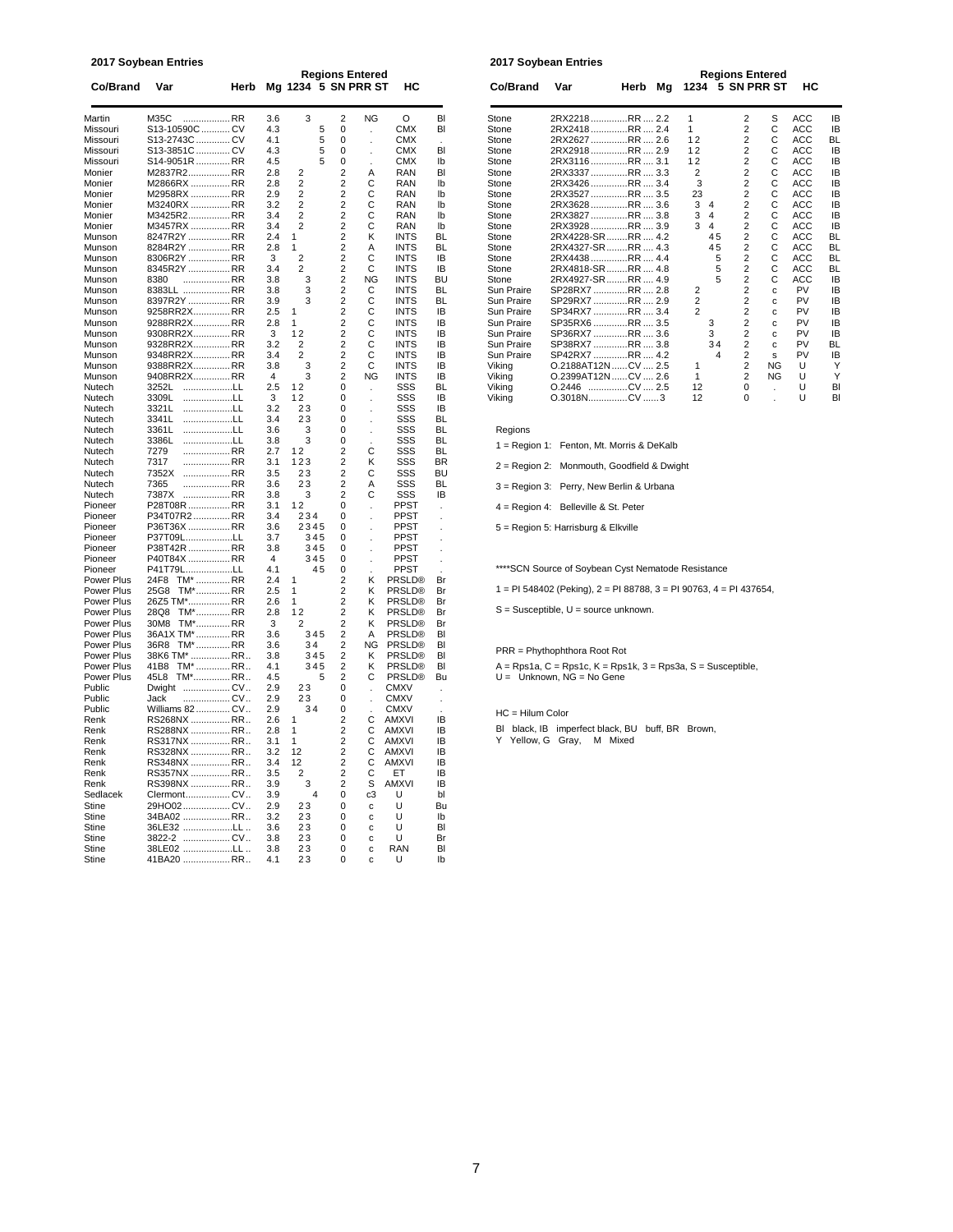## 2017 Soybean Entries

| Co/Brand | Var | Herb | Mg | Regions Entered 1234 | 5 | SN | PRR | ST | HC |
|---|---|---|---|---|---|---|---|---|---|
| Martin | M35C | RR | 3.6 | 3 | | 2 | NG | O | Bl |
| Missouri | S13-10590C | CV | 4.3 | | 5 | 0 | . | CMX | Bl |
| Missouri | S13-2743C | CV | 4.1 | | 5 | 0 | . | CMX | . |
| Missouri | S13-3851C | CV | 4.3 | | 5 | 0 | . | CMX | Bl |
| Missouri | S14-9051R | RR | 4.5 | | 5 | 0 | . | CMX | Ib |
| Monier | M2837R2 | RR | 2.8 | 2 | | 2 | A | RAN | Bl |
| Monier | M2866RX | RR | 2.8 | 2 | | 2 | C | RAN | Ib |
| Monier | M2958RX | RR | 2.9 | 2 | | 2 | C | RAN | Ib |
| Monier | M3240RX | RR | 3.2 | 2 | | 2 | C | RAN | Ib |
| Monier | M3425R2 | RR | 3.4 | 2 | | 2 | C | RAN | Ib |
| Monier | M3457RX | RR | 3.4 | 2 | | 2 | C | RAN | Ib |
| Munson | 8247R2Y | RR | 2.4 | 1 | | 2 | K | INTS | BL |
| Munson | 8284R2Y | RR | 2.8 | 1 | | 2 | A | INTS | BL |
| Munson | 8306R2Y | RR | 3 | 2 | | 2 | C | INTS | IB |
| Munson | 8345R2Y | RR | 3.4 | 2 | | 2 | C | INTS | IB |
| Munson | 8380 | RR | 3.8 | 3 | | 2 | NG | INTS | BU |
| Munson | 8383LL | RR | 3.8 | 3 | | 2 | C | INTS | BL |
| Munson | 8397R2Y | RR | 3.9 | 3 | | 2 | C | INTS | BL |
| Munson | 9258RR2X | RR | 2.5 | 1 | | 2 | C | INTS | IB |
| Munson | 9288RR2X | RR | 2.8 | 1 | | 2 | C | INTS | IB |
| Munson | 9308RR2X | RR | 3 | 12 | | 2 | C | INTS | IB |
| Munson | 9328RR2X | RR | 3.2 | 2 | | 2 | C | INTS | IB |
| Munson | 9348RR2X | RR | 3.4 | 2 | | 2 | C | INTS | IB |
| Munson | 9388RR2X | RR | 3.8 | 3 | | 2 | C | INTS | IB |
| Munson | 9408RR2X | RR | 4 | 3 | | 2 | NG | INTS | IB |
| Nutech | 3252L | LL | 2.5 | 12 | | 0 | . | SSS | BL |
| Nutech | 3309L | LL | 3 | 12 | | 0 | . | SSS | IB |
| Nutech | 3321L | LL | 3.2 | 23 | | 0 | . | SSS | IB |
| Nutech | 3341L | LL | 3.4 | 23 | | 0 | . | SSS | BL |
| Nutech | 3361L | LL | 3.6 | 3 | | 0 | . | SSS | BL |
| Nutech | 3386L | LL | 3.8 | 3 | | 0 | . | SSS | BL |
| Nutech | 7279 | RR | 2.7 | 12 | | 2 | C | SSS | BL |
| Nutech | 7317 | RR | 3.1 | 123 | | 2 | K | SSS | BR |
| Nutech | 7352X | RR | 3.5 | 23 | | 2 | C | SSS | BU |
| Nutech | 7365 | RR | 3.6 | 23 | | 2 | A | SSS | BL |
| Nutech | 7387X | RR | 3.8 | 3 | | 2 | C | SSS | IB |
| Pioneer | P28T08R | RR | 3.1 | 12 | | 0 | . | PPST | . |
| Pioneer | P34T07R2 | RR | 3.4 | 234 | | 0 | . | PPST | . |
| Pioneer | P36T36X | RR | 3.6 | 234 | 5 | 0 | . | PPST | . |
| Pioneer | P37T09L | LL | 3.7 | 34 | 5 | 0 | . | PPST | . |
| Pioneer | P38T42R | RR | 3.8 | 34 | 5 | 0 | . | PPST | . |
| Pioneer | P40T84X | RR | 4 | 34 | 5 | 0 | . | PPST | . |
| Pioneer | P41T79L | LL | 4.1 | 4 | 5 | 0 | . | PPST | . |
| Power Plus | 24F8 TM* | RR | 2.4 | 1 | | 2 | K | PRSLD® | Br |
| Power Plus | 25G8 TM* | RR | 2.5 | 1 | | 2 | K | PRSLD® | Br |
| Power Plus | 26Z5 TM* | RR | 2.6 | 1 | | 2 | K | PRSLD® | Br |
| Power Plus | 28Q8 TM* | RR | 2.8 | 12 | | 2 | K | PRSLD® | Br |
| Power Plus | 30M8 TM* | RR | 3 | 2 | | 2 | K | PRSLD® | Br |
| Power Plus | 36A1X TM* | RR | 3.6 | 34 | 5 | 2 | A | PRSLD® | Bl |
| Power Plus | 36R8 TM* | RR | 3.6 | 34 | | 2 | NG | PRSLD® | Bl |
| Power Plus | 38K6 TM* | RR | 3.8 | 34 | 5 | 2 | K | PRSLD® | Bl |
| Power Plus | 41B8 TM* | RR | 4.1 | 34 | 5 | 2 | K | PRSLD® | Bl |
| Power Plus | 45L8 TM* | RR | 4.5 | | 5 | 2 | C | PRSLD® | Bu |
| Public | Dwight | CV | 2.9 | 23 | | 0 | . | CMXV | . |
| Public | Jack | CV | 2.9 | 23 | | 0 | . | CMXV | . |
| Public | Williams 82 | CV | 2.9 | 34 | | 0 | . | CMXV | . |
| Renk | RS268NX | RR | 2.6 | 1 | | 2 | C | AMXVI | IB |
| Renk | RS288NX | RR | 2.8 | 1 | | 2 | C | AMXVI | IB |
| Renk | RS317NX | RR | 3.1 | 1 | | 2 | C | AMXVI | IB |
| Renk | RS328NX | RR | 3.2 | 12 | | 2 | C | AMXVI | IB |
| Renk | RS348NX | RR | 3.4 | 12 | | 2 | C | AMXVI | IB |
| Renk | RS357NX | RR | 3.5 | 2 | | 2 | C | ET | IB |
| Renk | RS398NX | RR | 3.9 | 3 | | 2 | S | AMXVI | IB |
| Sedlacek | Clermont | CV | 3.9 | 4 | | 0 | c3 | U | bl |
| Stine | 29HO02 | CV | 2.9 | 23 | | 0 | c | U | Bu |
| Stine | 34BA02 | RR | 3.2 | 23 | | 0 | c | U | Ib |
| Stine | 36LE32 | LL | 3.6 | 23 | | 0 | c | U | Bl |
| Stine | 3822-2 | CV | 3.8 | 23 | | 0 | c | U | Br |
| Stine | 38LE02 | LL | 3.8 | 23 | | 0 | c | RAN | Bl |
| Stine | 41BA20 | RR | 4.1 | 23 | | 0 | c | U | Ib |
| Stone | 2RX2218 | RR | 2.2 | 1 | | 2 | S | ACC | IB |
| Stone | 2RX2418 | RR | 2.4 | 1 | | 2 | C | ACC | IB |
| Stone | 2RX2627 | RR | 2.6 | 12 | | 2 | C | ACC | BL |
| Stone | 2RX2918 | RR | 2.9 | 12 | | 2 | C | ACC | IB |
| Stone | 2RX3116 | RR | 3.1 | 12 | | 2 | C | ACC | IB |
| Stone | 2RX3337 | RR | 3.3 | 2 | | 2 | C | ACC | IB |
| Stone | 2RX3426 | RR | 3.4 | 3 | | 2 | C | ACC | IB |
| Stone | 2RX3527 | RR | 3.5 | 23 | | 2 | C | ACC | IB |
| Stone | 2RX3628 | RR | 3.6 | 34 | | 2 | C | ACC | IB |
| Stone | 2RX3827 | RR | 3.8 | 34 | | 2 | C | ACC | IB |
| Stone | 2RX3928 | RR | 3.9 | 34 | | 2 | C | ACC | IB |
| Stone | 2RX4228-SR | RR | 4.2 | 4 | 5 | 2 | C | ACC | BL |
| Stone | 2RX4327-SR | RR | 4.3 | 4 | 5 | 2 | C | ACC | BL |
| Stone | 2RX4438 | RR | 4.4 | | 5 | 2 | C | ACC | BL |
| Stone | 2RX4818-SR | RR | 4.8 | | 5 | 2 | C | ACC | BL |
| Stone | 2RX4927-SR | RR | 4.9 | | 5 | 2 | C | ACC | IB |
| Sun Praire | SP28RX7 | RR | 2.8 | 2 | | 2 | c | PV | IB |
| Sun Praire | SP29RX7 | RR | 2.9 | 2 | | 2 | c | PV | IB |
| Sun Praire | SP34RX7 | RR | 3.4 | 2 | | 2 | c | PV | IB |
| Sun Praire | SP35RX6 | RR | 3.5 | 3 | | 2 | c | PV | IB |
| Sun Praire | SP36RX7 | RR | 3.6 | 3 | | 2 | c | PV | IB |
| Sun Praire | SP38RX7 | RR | 3.8 | 34 | | 2 | c | PV | BL |
| Sun Praire | SP42RX7 | RR | 4.2 | 4 | | 2 | s | PV | IB |
| Viking | O.2188AT12N | CV | 2.5 | 1 | | 2 | NG | U | Y |
| Viking | O.2399AT12N | CV | 2.6 | 1 | | 2 | NG | U | Y |
| Viking | O.2446 | CV | 2.5 | 12 | | 0 | . | U | Bl |
| Viking | O.3018N | CV | 3 | 12 | | 0 | . | U | Bl |

Regions

1 = Region 1: Fenton, Mt. Morris & DeKalb

2 = Region 2: Monmouth, Goodfield & Dwight

3 = Region 3: Perry, New Berlin & Urbana

4 = Region 4: Belleville & St. Peter

5 = Region 5: Harrisburg & Elkville

****SCN Source of Soybean Cyst Nematode Resistance

1 = PI 548402 (Peking), 2 = PI 88788, 3 = PI 90763, 4 = PI 437654,

S = Susceptible, U = source unknown.

PRR = Phythophthora Root Rot

A = Rps1a, C = Rps1c, K = Rps1k, 3 = Rps3a, S = Susceptible,
U = Unknown, NG = No Gene

HC = Hilum Color

Bl black, IB imperfect black, BU buff, BR Brown,
Y Yellow, G Gray, M Mixed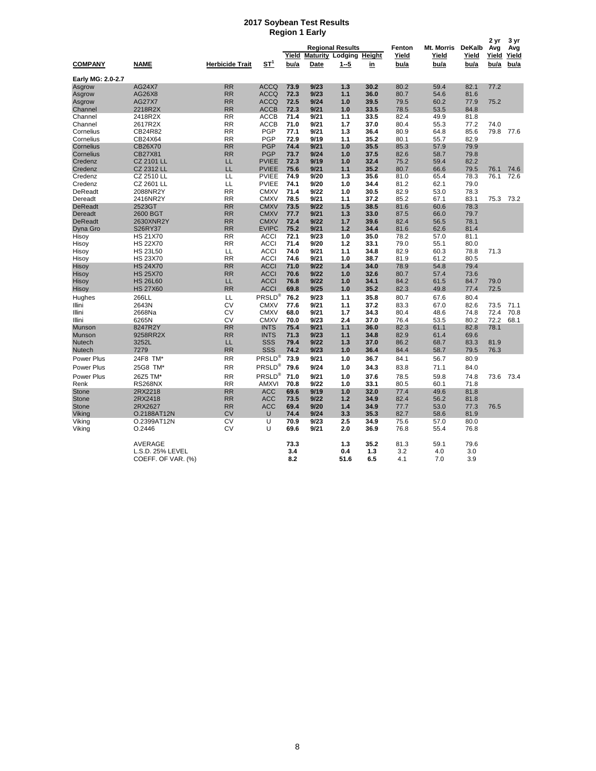# 2017 Soybean Test Results
## Region 1 Early

| COMPANY | NAME | Herbicide Trait | ST[1] | Regional Results Yield bu/a | Regional Results Maturity Date | Regional Results Lodging 1--5 | Regional Results Height in | Fenton Yield bu/a | Mt. Morris Yield bu/a | DeKalb Yield bu/a | 2 yr Avg Yield bu/a | 3 yr Avg Yield bu/a |
|---|---|---|---|---|---|---|---|---|---|---|---|---|
| **Early MG: 2.0-2.7** | | | | | | | | | | | | |
| Asgrow | AG24X7 | RR | ACCQ | 73.9 | 9/23 | 1.3 | 30.2 | 80.2 | 59.4 | 82.1 | 77.2 | |
| Asgrow | AG26X8 | RR | ACCQ | 72.3 | 9/23 | 1.1 | 36.0 | 80.7 | 54.6 | 81.6 | | |
| Asgrow | AG27X7 | RR | ACCQ | 72.5 | 9/24 | 1.0 | 39.5 | 79.5 | 60.2 | 77.9 | 75.2 | |
| Channel | 2218R2X | RR | ACCB | 72.3 | 9/21 | 1.0 | 33.5 | 78.5 | 53.5 | 84.8 | | |
| Channel | 2418R2X | RR | ACCB | 71.4 | 9/21 | 1.1 | 33.5 | 82.4 | 49.9 | 81.8 | | |
| Channel | 2617R2X | RR | ACCB | 71.0 | 9/21 | 1.7 | 37.0 | 80.4 | 55.3 | 77.2 | 74.0 | |
| Cornelius | CB24R82 | RR | PGP | 77.1 | 9/21 | 1.3 | 36.4 | 80.9 | 64.8 | 85.6 | 79.8 | 77.6 |
| Cornelius | CB24X64 | RR | PGP | 72.9 | 9/19 | 1.1 | 35.2 | 80.1 | 55.7 | 82.9 | | |
| Cornelius | CB26X70 | RR | PGP | 74.4 | 9/21 | 1.0 | 35.5 | 85.3 | 57.9 | 79.9 | | |
| Cornelius | CB27X81 | RR | PGP | 73.7 | 9/24 | 1.0 | 37.5 | 82.6 | 58.7 | 79.8 | | |
| Credenz | CZ 2101 LL | LL | PVIEE | 72.3 | 9/19 | 1.0 | 32.4 | 75.2 | 59.4 | 82.2 | | |
| Credenz | CZ 2312 LL | LL | PVIEE | 75.6 | 9/21 | 1.1 | 35.2 | 80.7 | 66.6 | 79.5 | 76.1 | 74.6 |
| Credenz | CZ 2510 LL | LL | PVIEE | 74.9 | 9/20 | 1.3 | 35.6 | 81.0 | 65.4 | 78.3 | 76.1 | 72.6 |
| Credenz | CZ 2601 LL | LL | PVIEE | 74.1 | 9/20 | 1.0 | 34.4 | 81.2 | 62.1 | 79.0 | | |
| DeReadt | 2088NR2Y | RR | CMXV | 71.4 | 9/22 | 1.0 | 30.5 | 82.9 | 53.0 | 78.3 | | |
| Dereadt | 2416NR2Y | RR | CMXV | 78.5 | 9/21 | 1.1 | 37.2 | 85.2 | 67.1 | 83.1 | 75.3 | 73.2 |
| DeReadt | 2523GT | RR | CMXV | 73.5 | 9/22 | 1.5 | 38.5 | 81.6 | 60.6 | 78.3 | | |
| Dereadt | 2600 BGT | RR | CMXV | 77.7 | 9/21 | 1.3 | 33.0 | 87.5 | 66.0 | 79.7 | | |
| DeReadt | 2630XNR2Y | RR | CMXV | 72.4 | 9/22 | 1.7 | 39.6 | 82.4 | 56.5 | 78.1 | | |
| Dyna Gro | S26RY37 | RR | EVIPC | 75.2 | 9/21 | 1.2 | 34.4 | 81.6 | 62.6 | 81.4 | | |
| Hisoy | HS 21X70 | RR | ACCI | 72.1 | 9/23 | 1.0 | 35.0 | 78.2 | 57.0 | 81.1 | | |
| Hisoy | HS 22X70 | RR | ACCI | 71.4 | 9/20 | 1.2 | 33.1 | 79.0 | 55.1 | 80.0 | | |
| Hisoy | HS 23L50 | LL | ACCI | 74.0 | 9/21 | 1.1 | 34.8 | 82.9 | 60.3 | 78.8 | 71.3 | |
| Hisoy | HS 23X70 | RR | ACCI | 74.6 | 9/21 | 1.0 | 38.7 | 81.9 | 61.2 | 80.5 | | |
| Hisoy | HS 24X70 | RR | ACCI | 71.0 | 9/22 | 1.4 | 34.0 | 78.9 | 54.8 | 79.4 | | |
| Hisoy | HS 25X70 | RR | ACCI | 70.6 | 9/22 | 1.0 | 32.6 | 80.7 | 57.4 | 73.6 | | |
| Hisoy | HS 26L60 | LL | ACCI | 76.8 | 9/22 | 1.0 | 34.1 | 84.2 | 61.5 | 84.7 | 79.0 | |
| Hisoy | HS 27X60 | RR | ACCI | 69.8 | 9/25 | 1.0 | 35.2 | 82.3 | 49.8 | 77.4 | 72.5 | |
| Hughes | 266LL | LL | PRSLD® | 76.2 | 9/23 | 1.1 | 35.8 | 80.7 | 67.6 | 80.4 | | |
| Illini | 2643N | CV | CMXV | 77.6 | 9/21 | 1.1 | 37.2 | 83.3 | 67.0 | 82.6 | 73.5 | 71.1 |
| Illini | 2668Na | CV | CMXV | 68.0 | 9/21 | 1.7 | 34.3 | 80.4 | 48.6 | 74.8 | 72.4 | 70.8 |
| Illini | 6265N | CV | CMXV | 70.0 | 9/23 | 2.4 | 37.0 | 76.4 | 53.5 | 80.2 | 72.2 | 68.1 |
| Munson | 8247R2Y | RR | INTS | 75.4 | 9/21 | 1.1 | 36.0 | 82.3 | 61.1 | 82.8 | 78.1 | |
| Munson | 9258RR2X | RR | INTS | 71.3 | 9/23 | 1.1 | 34.8 | 82.9 | 61.4 | 69.6 | | |
| Nutech | 3252L | LL | SSS | 79.4 | 9/22 | 1.3 | 37.0 | 86.2 | 68.7 | 83.3 | 81.9 | |
| Nutech | 7279 | RR | SSS | 74.2 | 9/23 | 1.0 | 36.4 | 84.4 | 58.7 | 79.5 | 76.3 | |
| Power Plus | 24F8 TM* | RR | PRSLD® | 73.9 | 9/21 | 1.0 | 36.7 | 84.1 | 56.7 | 80.9 | | |
| Power Plus | 25G8 TM* | RR | PRSLD® | 79.6 | 9/24 | 1.0 | 34.3 | 83.8 | 71.1 | 84.0 | | |
| Power Plus | 26Z5 TM* | RR | PRSLD® | 71.0 | 9/21 | 1.0 | 37.6 | 78.5 | 59.8 | 74.8 | 73.6 | 73.4 |
| Renk | RS268NX | RR | AMXVI | 70.8 | 9/22 | 1.0 | 33.1 | 80.5 | 60.1 | 71.8 | | |
| Stone | 2RX2218 | RR | ACC | 69.6 | 9/19 | 1.0 | 32.0 | 77.4 | 49.6 | 81.8 | | |
| Stone | 2RX2418 | RR | ACC | 73.5 | 9/22 | 1.2 | 34.9 | 82.4 | 56.2 | 81.8 | | |
| Stone | 2RX2627 | RR | ACC | 69.4 | 9/20 | 1.4 | 34.9 | 77.7 | 53.0 | 77.3 | 76.5 | |
| Viking | O.2188AT12N | CV | U | 74.4 | 9/24 | 3.3 | 35.3 | 82.7 | 58.6 | 81.9 | | |
| Viking | O.2399AT12N | CV | U | 70.9 | 9/23 | 2.5 | 34.9 | 75.6 | 57.0 | 80.0 | | |
| Viking | O.2446 | CV | U | 69.6 | 9/21 | 2.0 | 36.9 | 76.8 | 55.4 | 76.8 | | |
| | AVERAGE | | | 73.3 | | 1.3 | 35.2 | 81.3 | 59.1 | 79.6 | | |
| | L.S.D. 25% LEVEL | | | 3.4 | | 0.4 | 1.3 | 3.2 | 4.0 | 3.0 | | |
| | COEFF. OF VAR. (%) | | | 8.2 | | 51.6 | 6.5 | 4.1 | 7.0 | 3.9 | | |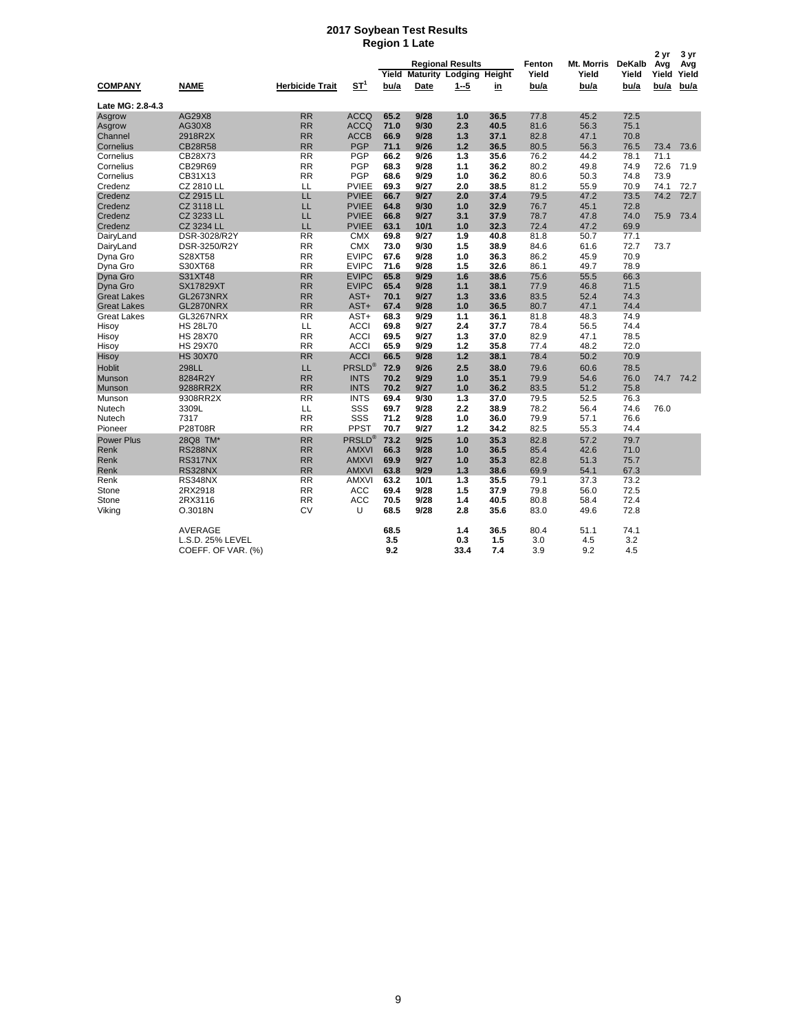# 2017 Soybean Test Results

## Region 1 Late

| COMPANY | NAME | Herbicide Trait | ST[1] | Regional Results Yield bu/a | Maturity Date | Lodging 1--5 | Height in | Fenton Yield bu/a | Mt. Morris Yield bu/a | DeKalb Yield bu/a | 2 yr Avg Yield bu/a | 3 yr Avg Yield bu/a |
|---|---|---|---|---|---|---|---|---|---|---|---|---|
| **Late MG: 2.8-4.3** | | | | | | | | | | | | |
| Asgrow | AG29X8 | RR | ACCQ | 65.2 | 9/28 | 1.0 | 36.5 | 77.8 | 45.2 | 72.5 | | |
| Asgrow | AG30X8 | RR | ACCQ | 71.0 | 9/30 | 2.3 | 40.5 | 81.6 | 56.3 | 75.1 | | |
| Channel | 2918R2X | RR | ACCB | 66.9 | 9/28 | 1.3 | 37.1 | 82.8 | 47.1 | 70.8 | | |
| Cornelius | CB28R58 | RR | PGP | 71.1 | 9/26 | 1.2 | 36.5 | 80.5 | 56.3 | 76.5 | 73.4 | 73.6 |
| Cornelius | CB28X73 | RR | PGP | 66.2 | 9/26 | 1.3 | 35.6 | 76.2 | 44.2 | 78.1 | 71.1 | |
| Cornelius | CB29R69 | RR | PGP | 68.3 | 9/28 | 1.1 | 36.2 | 80.2 | 49.8 | 74.9 | 72.6 | 71.9 |
| Cornelius | CB31X13 | RR | PGP | 68.6 | 9/29 | 1.0 | 36.2 | 80.6 | 50.3 | 74.8 | 73.9 | |
| Credenz | CZ 2810 LL | LL | PVIEE | 69.3 | 9/27 | 2.0 | 38.5 | 81.2 | 55.9 | 70.9 | 74.1 | 72.7 |
| Credenz | CZ 2915 LL | LL | PVIEE | 66.7 | 9/27 | 2.0 | 37.4 | 79.5 | 47.2 | 73.5 | 74.2 | 72.7 |
| Credenz | CZ 3118 LL | LL | PVIEE | 64.8 | 9/30 | 1.0 | 32.9 | 76.7 | 45.1 | 72.8 | | |
| Credenz | CZ 3233 LL | LL | PVIEE | 66.8 | 9/27 | 3.1 | 37.9 | 78.7 | 47.8 | 74.0 | 75.9 | 73.4 |
| Credenz | CZ 3234 LL | LL | PVIEE | 63.1 | 10/1 | 1.0 | 32.3 | 72.4 | 47.2 | 69.9 | | |
| DairyLand | DSR-3028/R2Y | RR | CMX | 69.8 | 9/27 | 1.9 | 40.8 | 81.8 | 50.7 | 77.1 | | |
| DairyLand | DSR-3250/R2Y | RR | CMX | 73.0 | 9/30 | 1.5 | 38.9 | 84.6 | 61.6 | 72.7 | 73.7 | |
| Dyna Gro | S28XT58 | RR | EVIPC | 67.6 | 9/28 | 1.0 | 36.3 | 86.2 | 45.9 | 70.9 | | |
| Dyna Gro | S30XT68 | RR | EVIPC | 71.6 | 9/28 | 1.5 | 32.6 | 86.1 | 49.7 | 78.9 | | |
| Dyna Gro | S31XT48 | RR | EVIPC | 65.8 | 9/29 | 1.6 | 38.6 | 75.6 | 55.5 | 66.3 | | |
| Dyna Gro | SX17829XT | RR | EVIPC | 65.4 | 9/28 | 1.1 | 38.1 | 77.9 | 46.8 | 71.5 | | |
| Great Lakes | GL2673NRX | RR | AST+ | 70.1 | 9/27 | 1.3 | 33.6 | 83.5 | 52.4 | 74.3 | | |
| Great Lakes | GL2870NRX | RR | AST+ | 67.4 | 9/28 | 1.0 | 36.5 | 80.7 | 47.1 | 74.4 | | |
| Great Lakes | GL3267NRX | RR | AST+ | 68.3 | 9/29 | 1.1 | 36.1 | 81.8 | 48.3 | 74.9 | | |
| Hisoy | HS 28L70 | LL | ACCI | 69.8 | 9/27 | 2.4 | 37.7 | 78.4 | 56.5 | 74.4 | | |
| Hisoy | HS 28X70 | RR | ACCI | 69.5 | 9/27 | 1.3 | 37.0 | 82.9 | 47.1 | 78.5 | | |
| Hisoy | HS 29X70 | RR | ACCI | 65.9 | 9/29 | 1.2 | 35.8 | 77.4 | 48.2 | 72.0 | | |
| Hisoy | HS 30X70 | RR | ACCI | 66.5 | 9/28 | 1.2 | 38.1 | 78.4 | 50.2 | 70.9 | | |
| Hoblit | 298LL | LL | PRSLD® | 72.9 | 9/26 | 2.5 | 38.0 | 79.6 | 60.6 | 78.5 | | |
| Munson | 8284R2Y | RR | INTS | 70.2 | 9/29 | 1.0 | 35.1 | 79.9 | 54.6 | 76.0 | 74.7 | 74.2 |
| Munson | 9288RR2X | RR | INTS | 70.2 | 9/27 | 1.0 | 36.2 | 83.5 | 51.2 | 75.8 | | |
| Munson | 9308RR2X | RR | INTS | 69.4 | 9/30 | 1.3 | 37.0 | 79.5 | 52.5 | 76.3 | | |
| Nutech | 3309L | LL | SSS | 69.7 | 9/28 | 2.2 | 38.9 | 78.2 | 56.4 | 74.6 | 76.0 | |
| Nutech | 7317 | RR | SSS | 71.2 | 9/28 | 1.0 | 36.0 | 79.9 | 57.1 | 76.6 | | |
| Pioneer | P28T08R | RR | PPST | 70.7 | 9/27 | 1.2 | 34.2 | 82.5 | 55.3 | 74.4 | | |
| Power Plus | 28Q8 TM* | RR | PRSLD® | 73.2 | 9/25 | 1.0 | 35.3 | 82.8 | 57.2 | 79.7 | | |
| Renk | RS288NX | RR | AMXVI | 66.3 | 9/28 | 1.0 | 36.5 | 85.4 | 42.6 | 71.0 | | |
| Renk | RS317NX | RR | AMXVI | 69.9 | 9/27 | 1.0 | 35.3 | 82.8 | 51.3 | 75.7 | | |
| Renk | RS328NX | RR | AMXVI | 63.8 | 9/29 | 1.3 | 38.6 | 69.9 | 54.1 | 67.3 | | |
| Renk | RS348NX | RR | AMXVI | 63.2 | 10/1 | 1.3 | 35.5 | 79.1 | 37.3 | 73.2 | | |
| Stone | 2RX2918 | RR | ACC | 69.4 | 9/28 | 1.5 | 37.9 | 79.8 | 56.0 | 72.5 | | |
| Stone | 2RX3116 | RR | ACC | 70.5 | 9/28 | 1.4 | 40.5 | 80.8 | 58.4 | 72.4 | | |
| Viking | O.3018N | CV | U | 68.5 | 9/28 | 2.8 | 35.6 | 83.0 | 49.6 | 72.8 | | |
| | AVERAGE | | | 68.5 | | 1.4 | 36.5 | 80.4 | 51.1 | 74.1 | | |
| | L.S.D. 25% LEVEL | | | 3.5 | | 0.3 | 1.5 | 3.0 | 4.5 | 3.2 | | |
| | COEFF. OF VAR. (%) | | | 9.2 | | 33.4 | 7.4 | 3.9 | 9.2 | 4.5 | | |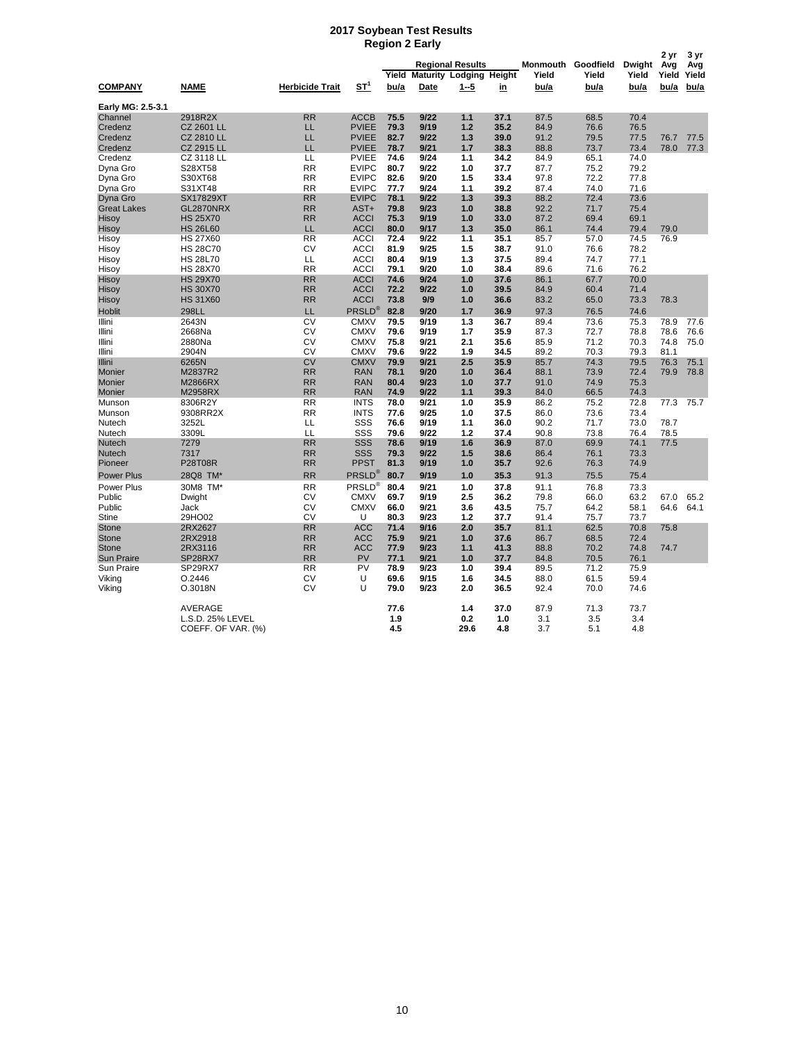# 2017 Soybean Test Results
## Region 2 Early

| COMPANY | NAME | Herbicide Trait | ST[1] | Regional Results Yield bu/a | Maturity Date | Lodging 1--5 | Height in | Monmouth Yield bu/a | Goodfield Yield bu/a | Dwight Yield bu/a | 2 yr Avg Yield bu/a | 3 yr Avg Yield bu/a |
|---|---|---|---|---|---|---|---|---|---|---|---|---|
| **Early MG: 2.5-3.1** | | | | | | | | | | | | |
| Channel | 2918R2X | RR | ACCB | 75.5 | 9/22 | 1.1 | 37.1 | 87.5 | 68.5 | 70.4 | | |
| Credenz | CZ 2601 LL | LL | PVIEE | 79.3 | 9/19 | 1.2 | 35.2 | 84.9 | 76.6 | 76.5 | | |
| Credenz | CZ 2810 LL | LL | PVIEE | 82.7 | 9/22 | 1.3 | 39.0 | 91.2 | 79.5 | 77.5 | 76.7 | 77.5 |
| Credenz | CZ 2915 LL | LL | PVIEE | 78.7 | 9/21 | 1.7 | 38.3 | 88.8 | 73.7 | 73.4 | 78.0 | 77.3 |
| Credenz | CZ 3118 LL | LL | PVIEE | 74.6 | 9/24 | 1.1 | 34.2 | 84.9 | 65.1 | 74.0 | | |
| Dyna Gro | S28XT58 | RR | EVIPC | 80.7 | 9/22 | 1.0 | 37.7 | 87.7 | 75.2 | 79.2 | | |
| Dyna Gro | S30XT68 | RR | EVIPC | 82.6 | 9/20 | 1.5 | 33.4 | 97.8 | 72.2 | 77.8 | | |
| Dyna Gro | S31XT48 | RR | EVIPC | 77.7 | 9/24 | 1.1 | 39.2 | 87.4 | 74.0 | 71.6 | | |
| Dyna Gro | SX17829XT | RR | EVIPC | 78.1 | 9/22 | 1.3 | 39.3 | 88.2 | 72.4 | 73.6 | | |
| Great Lakes | GL2870NRX | RR | AST+ | 79.8 | 9/23 | 1.0 | 38.8 | 92.2 | 71.7 | 75.4 | | |
| Hisoy | HS 25X70 | RR | ACCI | 75.3 | 9/19 | 1.0 | 33.0 | 87.2 | 69.4 | 69.1 | | |
| Hisoy | HS 26L60 | LL | ACCI | 80.0 | 9/17 | 1.3 | 35.0 | 86.1 | 74.4 | 79.4 | 79.0 | |
| Hisoy | HS 27X60 | RR | ACCI | 72.4 | 9/22 | 1.1 | 35.1 | 85.7 | 57.0 | 74.5 | 76.9 | |
| Hisoy | HS 28C70 | CV | ACCI | 81.9 | 9/25 | 1.5 | 38.7 | 91.0 | 76.6 | 78.2 | | |
| Hisoy | HS 28L70 | LL | ACCI | 80.4 | 9/19 | 1.3 | 37.5 | 89.4 | 74.7 | 77.1 | | |
| Hisoy | HS 28X70 | RR | ACCI | 79.1 | 9/20 | 1.0 | 38.4 | 89.6 | 71.6 | 76.2 | | |
| Hisoy | HS 29X70 | RR | ACCI | 74.6 | 9/24 | 1.0 | 37.6 | 86.1 | 67.7 | 70.0 | | |
| Hisoy | HS 30X70 | RR | ACCI | 72.2 | 9/22 | 1.0 | 39.5 | 84.9 | 60.4 | 71.4 | | |
| Hisoy | HS 31X60 | RR | ACCI | 73.8 | 9/9 | 1.0 | 36.6 | 83.2 | 65.0 | 73.3 | 78.3 | |
| Hoblit | 298LL | LL | PRSLD® | 82.8 | 9/20 | 1.7 | 36.9 | 97.3 | 76.5 | 74.6 | | |
| Illini | 2643N | CV | CMXV | 79.5 | 9/19 | 1.3 | 36.7 | 89.4 | 73.6 | 75.3 | 78.9 | 77.6 |
| Illini | 2668Na | CV | CMXV | 79.6 | 9/19 | 1.7 | 35.9 | 87.3 | 72.7 | 78.8 | 78.6 | 76.6 |
| Illini | 2880Na | CV | CMXV | 75.8 | 9/21 | 2.1 | 35.6 | 85.9 | 71.2 | 70.3 | 74.8 | 75.0 |
| Illini | 2904N | CV | CMXV | 79.6 | 9/22 | 1.9 | 34.5 | 89.2 | 70.3 | 79.3 | 81.1 | |
| Illini | 6265N | CV | CMXV | 79.9 | 9/21 | 2.5 | 35.9 | 85.7 | 74.3 | 79.5 | 76.3 | 75.1 |
| Monier | M2837R2 | RR | RAN | 78.1 | 9/20 | 1.0 | 36.4 | 88.1 | 73.9 | 72.4 | 79.9 | 78.8 |
| Monier | M2866RX | RR | RAN | 80.4 | 9/23 | 1.0 | 37.7 | 91.0 | 74.9 | 75.3 | | |
| Monier | M2958RX | RR | RAN | 74.9 | 9/22 | 1.1 | 39.3 | 84.0 | 66.5 | 74.3 | | |
| Munson | 8306R2Y | RR | INTS | 78.0 | 9/21 | 1.0 | 35.9 | 86.2 | 75.2 | 72.8 | 77.3 | 75.7 |
| Munson | 9308RR2X | RR | INTS | 77.6 | 9/25 | 1.0 | 37.5 | 86.0 | 73.6 | 73.4 | | |
| Nutech | 3252L | LL | SSS | 76.6 | 9/19 | 1.1 | 36.0 | 90.2 | 71.7 | 73.0 | 78.7 | |
| Nutech | 3309L | LL | SSS | 79.6 | 9/22 | 1.2 | 37.4 | 90.8 | 73.8 | 76.4 | 78.5 | |
| Nutech | 7279 | RR | SSS | 78.6 | 9/19 | 1.6 | 36.9 | 87.0 | 69.9 | 74.1 | 77.5 | |
| Nutech | 7317 | RR | SSS | 79.3 | 9/22 | 1.5 | 38.6 | 86.4 | 76.1 | 73.3 | | |
| Pioneer | P28T08R | RR | PPST | 81.3 | 9/19 | 1.0 | 35.7 | 92.6 | 76.3 | 74.9 | | |
| Power Plus | 28Q8 TM* | RR | PRSLD® | 80.7 | 9/19 | 1.0 | 35.3 | 91.3 | 75.5 | 75.4 | | |
| Power Plus | 30M8 TM* | RR | PRSLD® | 80.4 | 9/21 | 1.0 | 37.8 | 91.1 | 76.8 | 73.3 | | |
| Public | Dwight | CV | CMXV | 69.7 | 9/19 | 2.5 | 36.2 | 79.8 | 66.0 | 63.2 | 67.0 | 65.2 |
| Public | Jack | CV | CMXV | 66.0 | 9/21 | 3.6 | 43.5 | 75.7 | 64.2 | 58.1 | 64.6 | 64.1 |
| Stine | 29HO02 | CV | U | 80.3 | 9/23 | 1.2 | 37.7 | 91.4 | 75.7 | 73.7 | | |
| Stone | 2RX2627 | RR | ACC | 71.4 | 9/16 | 2.0 | 35.7 | 81.1 | 62.5 | 70.8 | 75.8 | |
| Stone | 2RX2918 | RR | ACC | 75.9 | 9/21 | 1.0 | 37.6 | 86.7 | 68.5 | 72.4 | | |
| Stone | 2RX3116 | RR | ACC | 77.9 | 9/23 | 1.1 | 41.3 | 88.8 | 70.2 | 74.8 | 74.7 | |
| Sun Praire | SP28RX7 | RR | PV | 77.1 | 9/21 | 1.0 | 37.7 | 84.8 | 70.5 | 76.1 | | |
| Sun Praire | SP29RX7 | RR | PV | 78.9 | 9/23 | 1.0 | 39.4 | 89.5 | 71.2 | 75.9 | | |
| Viking | O.2446 | CV | U | 69.6 | 9/15 | 1.6 | 34.5 | 88.0 | 61.5 | 59.4 | | |
| Viking | O.3018N | CV | U | 79.0 | 9/23 | 2.0 | 36.5 | 92.4 | 70.0 | 74.6 | | |
| | AVERAGE | | | 77.6 | | 1.4 | 37.0 | 87.9 | 71.3 | 73.7 | | |
| | L.S.D. 25% LEVEL | | | 1.9 | | 0.2 | 1.0 | 3.1 | 3.5 | 3.4 | | |
| | COEFF. OF VAR. (%) | | | 4.5 | | 29.6 | 4.8 | 3.7 | 5.1 | 4.8 | | |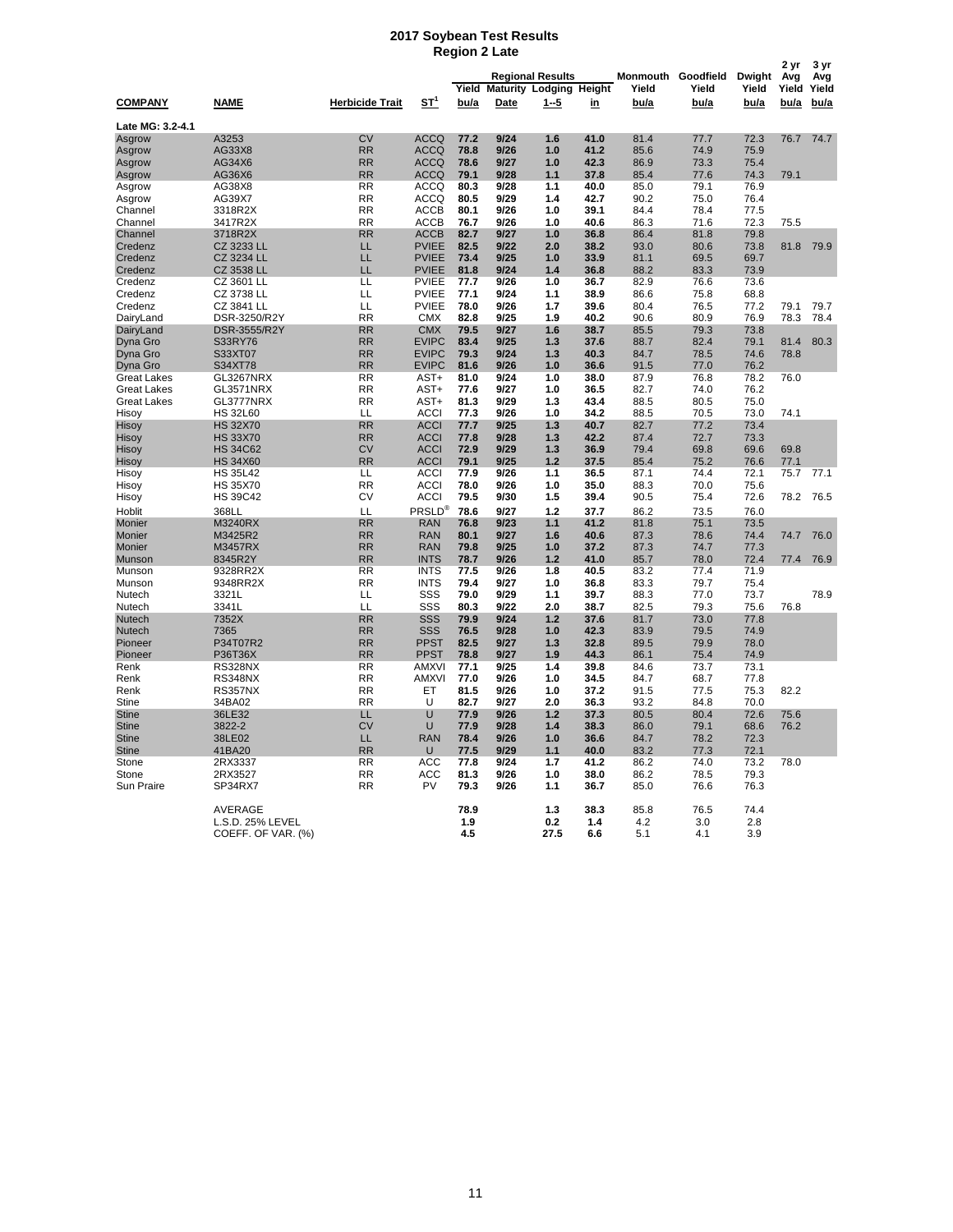# 2017 Soybean Test Results
## Region 2 Late

| COMPANY | NAME | Herbicide Trait | ST[1] | Regional Results | | | | Monmouth | Goodfield | Dwight | 2 yr Avg | 3 yr Avg |
|---|---|---|---|---|---|---|---|---|---|---|---|---|
| | | | | Yield bu/a | Maturity Date | Lodging 1--5 | Height in | Yield bu/a | Yield bu/a | Yield bu/a | Yield bu/a | Yield bu/a |
| **Late MG: 3.2-4.1** | | | | | | | | | | | | |
| Asgrow | A3253 | CV | ACCQ | 77.2 | 9/24 | 1.6 | 41.0 | 81.4 | 77.7 | 72.3 | 76.7 | 74.7 |
| Asgrow | AG33X8 | RR | ACCQ | 78.8 | 9/26 | 1.0 | 41.2 | 85.6 | 74.9 | 75.9 | | |
| Asgrow | AG34X6 | RR | ACCQ | 78.6 | 9/27 | 1.0 | 42.3 | 86.9 | 73.3 | 75.4 | | |
| Asgrow | AG36X6 | RR | ACCQ | 79.1 | 9/28 | 1.1 | 37.8 | 85.4 | 77.6 | 74.3 | 79.1 | |
| Asgrow | AG38X8 | RR | ACCQ | 80.3 | 9/28 | 1.1 | 40.0 | 85.0 | 79.1 | 76.9 | | |
| Asgrow | AG39X7 | RR | ACCQ | 80.5 | 9/29 | 1.4 | 42.7 | 90.2 | 75.0 | 76.4 | | |
| Channel | 3318R2X | RR | ACCB | 80.1 | 9/26 | 1.0 | 39.1 | 84.4 | 78.4 | 77.5 | | |
| Channel | 3417R2X | RR | ACCB | 76.7 | 9/26 | 1.0 | 40.6 | 86.3 | 71.6 | 72.3 | 75.5 | |
| Channel | 3718R2X | RR | ACCB | 82.7 | 9/27 | 1.0 | 36.8 | 86.4 | 81.8 | 79.8 | | |
| Credenz | CZ 3233 LL | LL | PVIEE | 82.5 | 9/22 | 2.0 | 38.2 | 93.0 | 80.6 | 73.8 | 81.8 | 79.9 |
| Credenz | CZ 3234 LL | LL | PVIEE | 73.4 | 9/25 | 1.0 | 33.9 | 81.1 | 69.5 | 69.7 | | |
| Credenz | CZ 3538 LL | LL | PVIEE | 81.8 | 9/24 | 1.4 | 36.8 | 88.2 | 83.3 | 73.9 | | |
| Credenz | CZ 3601 LL | LL | PVIEE | 77.7 | 9/26 | 1.0 | 36.7 | 82.9 | 76.6 | 73.6 | | |
| Credenz | CZ 3738 LL | LL | PVIEE | 77.1 | 9/24 | 1.1 | 38.9 | 86.6 | 75.8 | 68.8 | | |
| Credenz | CZ 3841 LL | LL | PVIEE | 78.0 | 9/26 | 1.7 | 39.6 | 80.4 | 76.5 | 77.2 | 79.1 | 79.7 |
| DairyLand | DSR-3250/R2Y | RR | CMX | 82.8 | 9/25 | 1.9 | 40.2 | 90.6 | 80.9 | 76.9 | 78.3 | 78.4 |
| DairyLand | DSR-3555/R2Y | RR | CMX | 79.5 | 9/27 | 1.6 | 38.7 | 85.5 | 79.3 | 73.8 | | |
| Dyna Gro | S33RY76 | RR | EVIPC | 83.4 | 9/25 | 1.3 | 37.6 | 88.7 | 82.4 | 79.1 | 81.4 | 80.3 |
| Dyna Gro | S33XT07 | RR | EVIPC | 79.3 | 9/24 | 1.3 | 40.3 | 84.7 | 78.5 | 74.6 | 78.8 | |
| Dyna Gro | S34XT78 | RR | EVIPC | 81.6 | 9/26 | 1.0 | 36.6 | 91.5 | 77.0 | 76.2 | | |
| Great Lakes | GL3267NRX | RR | AST+ | 81.0 | 9/24 | 1.0 | 38.0 | 87.9 | 76.8 | 78.2 | 76.0 | |
| Great Lakes | GL3571NRX | RR | AST+ | 77.6 | 9/27 | 1.0 | 36.5 | 82.7 | 74.0 | 76.2 | | |
| Great Lakes | GL3777NRX | RR | AST+ | 81.3 | 9/29 | 1.3 | 43.4 | 88.5 | 80.5 | 75.0 | | |
| Hisoy | HS 32L60 | LL | ACCI | 77.3 | 9/26 | 1.0 | 34.2 | 88.5 | 70.5 | 73.0 | 74.1 | |
| Hisoy | HS 32X70 | RR | ACCI | 77.7 | 9/25 | 1.3 | 40.7 | 82.7 | 77.2 | 73.4 | | |
| Hisoy | HS 33X70 | RR | ACCI | 77.8 | 9/28 | 1.3 | 42.2 | 87.4 | 72.7 | 73.3 | | |
| Hisoy | HS 34C62 | CV | ACCI | 72.9 | 9/29 | 1.3 | 36.9 | 79.4 | 69.8 | 69.6 | 69.8 | |
| Hisoy | HS 34X60 | RR | ACCI | 79.1 | 9/25 | 1.2 | 37.5 | 85.4 | 75.2 | 76.6 | 77.1 | |
| Hisoy | HS 35L42 | LL | ACCI | 77.9 | 9/26 | 1.1 | 36.5 | 87.1 | 74.4 | 72.1 | 75.7 | 77.1 |
| Hisoy | HS 35X70 | RR | ACCI | 78.0 | 9/26 | 1.0 | 35.0 | 88.3 | 70.0 | 75.6 | | |
| Hisoy | HS 39C42 | CV | ACCI | 79.5 | 9/30 | 1.5 | 39.4 | 90.5 | 75.4 | 72.6 | 78.2 | 76.5 |
| Hoblit | 368LL | LL | PRSLD® | 78.6 | 9/27 | 1.2 | 37.7 | 86.2 | 73.5 | 76.0 | | |
| Monier | M3240RX | RR | RAN | 76.8 | 9/23 | 1.1 | 41.2 | 81.8 | 75.1 | 73.5 | | |
| Monier | M3425R2 | RR | RAN | 80.1 | 9/27 | 1.6 | 40.6 | 87.3 | 78.6 | 74.4 | 74.7 | 76.0 |
| Monier | M3457RX | RR | RAN | 79.8 | 9/25 | 1.0 | 37.2 | 87.3 | 74.7 | 77.3 | | |
| Munson | 8345R2Y | RR | INTS | 78.7 | 9/26 | 1.2 | 41.0 | 85.7 | 78.0 | 72.4 | 77.4 | 76.9 |
| Munson | 9328RR2X | RR | INTS | 77.5 | 9/26 | 1.8 | 40.5 | 83.2 | 77.4 | 71.9 | | |
| Munson | 9348RR2X | RR | INTS | 79.4 | 9/27 | 1.0 | 36.8 | 83.3 | 79.7 | 75.4 | | |
| Nutech | 3321L | LL | SSS | 79.0 | 9/29 | 1.1 | 39.7 | 88.3 | 77.0 | 73.7 | | 78.9 |
| Nutech | 3341L | LL | SSS | 80.3 | 9/22 | 2.0 | 38.7 | 82.5 | 79.3 | 75.6 | 76.8 | |
| Nutech | 7352X | RR | SSS | 79.9 | 9/24 | 1.2 | 37.6 | 81.7 | 73.0 | 77.8 | | |
| Nutech | 7365 | RR | SSS | 76.5 | 9/28 | 1.0 | 42.3 | 83.9 | 79.5 | 74.9 | | |
| Pioneer | P34T07R2 | RR | PPST | 82.5 | 9/27 | 1.3 | 32.8 | 89.5 | 79.9 | 78.0 | | |
| Pioneer | P36T36X | RR | PPST | 78.8 | 9/27 | 1.9 | 44.3 | 86.1 | 75.4 | 74.9 | | |
| Renk | RS328NX | RR | AMXVI | 77.1 | 9/25 | 1.4 | 39.8 | 84.6 | 73.7 | 73.1 | | |
| Renk | RS348NX | RR | AMXVI | 77.0 | 9/26 | 1.0 | 34.5 | 84.7 | 68.7 | 77.8 | | |
| Renk | RS357NX | RR | ET | 81.5 | 9/26 | 1.0 | 37.2 | 91.5 | 77.5 | 75.3 | 82.2 | |
| Stine | 34BA02 | RR | U | 82.7 | 9/27 | 2.0 | 36.3 | 93.2 | 84.8 | 70.0 | | |
| Stine | 36LE32 | LL | U | 77.9 | 9/26 | 1.2 | 37.3 | 80.5 | 80.4 | 72.6 | 75.6 | |
| Stine | 3822-2 | CV | U | 77.9 | 9/28 | 1.4 | 38.3 | 86.0 | 79.1 | 68.6 | 76.2 | |
| Stine | 38LE02 | LL | RAN | 78.4 | 9/26 | 1.0 | 36.6 | 84.7 | 78.2 | 72.3 | | |
| Stine | 41BA20 | RR | U | 77.5 | 9/29 | 1.1 | 40.0 | 83.2 | 77.3 | 72.1 | | |
| Stone | 2RX3337 | RR | ACC | 77.8 | 9/24 | 1.7 | 41.2 | 86.2 | 74.0 | 73.2 | 78.0 | |
| Stone | 2RX3527 | RR | ACC | 81.3 | 9/26 | 1.0 | 38.0 | 86.2 | 78.5 | 79.3 | | |
| Sun Praire | SP34RX7 | RR | PV | 79.3 | 9/26 | 1.1 | 36.7 | 85.0 | 76.6 | 76.3 | | |
| | AVERAGE | | | 78.9 | | 1.3 | 38.3 | 85.8 | 76.5 | 74.4 | | |
| | L.S.D. 25% LEVEL | | | 1.9 | | 0.2 | 1.4 | 4.2 | 3.0 | 2.8 | | |
| | COEFF. OF VAR. (%) | | | 4.5 | | 27.5 | 6.6 | 5.1 | 4.1 | 3.9 | | |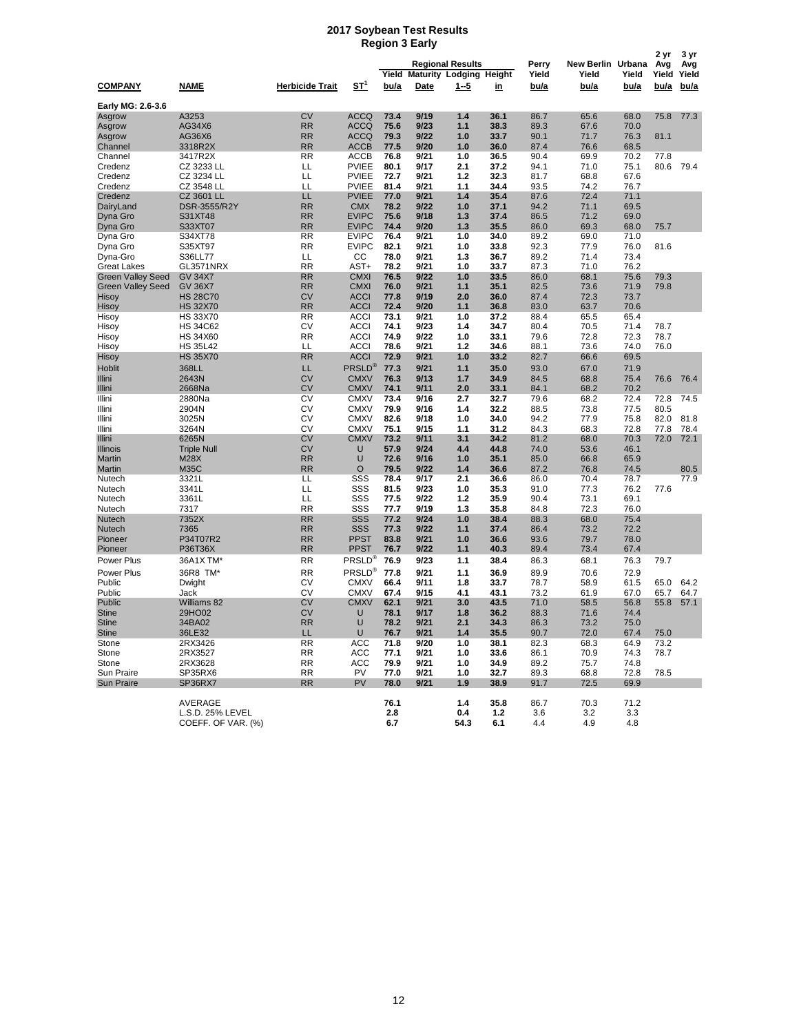# 2017 Soybean Test Results
## Region 3 Early

| COMPANY | NAME | Herbicide Trait | ST[1] | Regional Results Yield bu/a | Regional Results Maturity Date | Regional Results Lodging 1--5 | Regional Results Height in | Perry Yield bu/a | New Berlin Yield bu/a | Urbana Yield bu/a | 2 yr Avg Yield bu/a | 3 yr Avg Yield bu/a |
|---|---|---|---|---|---|---|---|---|---|---|---|---|
| **Early MG: 2.6-3.6** | | | | | | | | | | | | |
| Asgrow | A3253 | CV | ACCQ | 73.4 | 9/19 | 1.4 | 36.1 | 86.7 | 65.6 | 68.0 | 75.8 | 77.3 |
| Asgrow | AG34X6 | RR | ACCQ | 75.6 | 9/23 | 1.1 | 38.3 | 89.3 | 67.6 | 70.0 | | |
| Asgrow | AG36X6 | RR | ACCQ | 79.3 | 9/22 | 1.0 | 33.7 | 90.1 | 71.7 | 76.3 | 81.1 | |
| Channel | 3318R2X | RR | ACCB | 77.5 | 9/20 | 1.0 | 36.0 | 87.4 | 76.6 | 68.5 | | |
| Channel | 3417R2X | RR | ACCB | 76.8 | 9/21 | 1.0 | 36.5 | 90.4 | 69.9 | 70.2 | 77.8 | |
| Credenz | CZ 3233 LL | LL | PVIEE | 80.1 | 9/17 | 2.1 | 37.2 | 94.1 | 71.0 | 75.1 | 80.6 | 79.4 |
| Credenz | CZ 3234 LL | LL | PVIEE | 72.7 | 9/21 | 1.2 | 32.3 | 81.7 | 68.8 | 67.6 | | |
| Credenz | CZ 3548 LL | LL | PVIEE | 81.4 | 9/21 | 1.1 | 34.4 | 93.5 | 74.2 | 76.7 | | |
| Credenz | CZ 3601 LL | LL | PVIEE | 77.0 | 9/21 | 1.4 | 35.4 | 87.6 | 72.4 | 71.1 | | |
| DairyLand | DSR-3555/R2Y | RR | CMX | 78.2 | 9/22 | 1.0 | 37.1 | 94.2 | 71.1 | 69.5 | | |
| Dyna Gro | S31XT48 | RR | EVIPC | 75.6 | 9/18 | 1.3 | 37.4 | 86.5 | 71.2 | 69.0 | | |
| Dyna Gro | S33XT07 | RR | EVIPC | 74.4 | 9/20 | 1.3 | 35.5 | 86.0 | 69.3 | 68.0 | 75.7 | |
| Dyna Gro | S34XT78 | RR | EVIPC | 76.4 | 9/21 | 1.0 | 34.0 | 89.2 | 69.0 | 71.0 | | |
| Dyna Gro | S35XT97 | RR | EVIPC | 82.1 | 9/21 | 1.0 | 33.8 | 92.3 | 77.9 | 76.0 | 81.6 | |
| Dyna-Gro | S36LL77 | LL | CC | 78.0 | 9/21 | 1.3 | 36.7 | 89.2 | 71.4 | 73.4 | | |
| Great Lakes | GL3571NRX | RR | AST+ | 78.2 | 9/21 | 1.0 | 33.7 | 87.3 | 71.0 | 76.2 | | |
| Green Valley Seed | GV 34X7 | RR | CMXI | 76.5 | 9/22 | 1.0 | 33.5 | 86.0 | 68.1 | 75.6 | 79.3 | |
| Green Valley Seed | GV 36X7 | RR | CMXI | 76.0 | 9/21 | 1.1 | 35.1 | 82.5 | 73.6 | 71.9 | 79.8 | |
| Hisoy | HS 28C70 | CV | ACCI | 77.8 | 9/19 | 2.0 | 36.0 | 87.4 | 72.3 | 73.7 | | |
| Hisoy | HS 32X70 | RR | ACCI | 72.4 | 9/20 | 1.1 | 36.8 | 83.0 | 63.7 | 70.6 | | |
| Hisoy | HS 33X70 | RR | ACCI | 73.1 | 9/21 | 1.0 | 37.2 | 88.4 | 65.5 | 65.4 | | |
| Hisoy | HS 34C62 | CV | ACCI | 74.1 | 9/23 | 1.4 | 34.7 | 80.4 | 70.5 | 71.4 | 78.7 | |
| Hisoy | HS 34X60 | RR | ACCI | 74.9 | 9/22 | 1.0 | 33.1 | 79.6 | 72.8 | 72.3 | 78.7 | |
| Hisoy | HS 35L42 | LL | ACCI | 78.6 | 9/21 | 1.2 | 34.6 | 88.1 | 73.6 | 74.0 | 76.0 | |
| Hisoy | HS 35X70 | RR | ACCI | 72.9 | 9/21 | 1.0 | 33.2 | 82.7 | 66.6 | 69.5 | | |
| Hoblit | 368LL | LL | PRSLD® | 77.3 | 9/21 | 1.1 | 35.0 | 93.0 | 67.0 | 71.9 | | |
| Illini | 2643N | CV | CMXV | 76.3 | 9/13 | 1.7 | 34.9 | 84.5 | 68.8 | 75.4 | 76.6 | 76.4 |
| Illini | 2668Na | CV | CMXV | 74.1 | 9/11 | 2.0 | 33.1 | 84.1 | 68.2 | 70.2 | | |
| Illini | 2880Na | CV | CMXV | 73.4 | 9/16 | 2.7 | 32.7 | 79.6 | 68.2 | 72.4 | 72.8 | 74.5 |
| Illini | 2904N | CV | CMXV | 79.9 | 9/16 | 1.4 | 32.2 | 88.5 | 73.8 | 77.5 | 80.5 | |
| Illini | 3025N | CV | CMXV | 82.6 | 9/18 | 1.0 | 34.0 | 94.2 | 77.9 | 75.8 | 82.0 | 81.8 |
| Illini | 3264N | CV | CMXV | 75.1 | 9/15 | 1.1 | 31.2 | 84.3 | 68.3 | 72.8 | 77.8 | 78.4 |
| Illini | 6265N | CV | CMXV | 73.2 | 9/11 | 3.1 | 34.2 | 81.2 | 68.0 | 70.3 | 72.0 | 72.1 |
| Illinois | Triple Null | CV | U | 57.9 | 9/24 | 4.4 | 44.8 | 74.0 | 53.6 | 46.1 | | |
| Martin | M28X | RR | U | 72.6 | 9/16 | 1.0 | 35.1 | 85.0 | 66.8 | 65.9 | | |
| Martin | M35C | RR | O | 79.5 | 9/22 | 1.4 | 36.6 | 87.2 | 76.8 | 74.5 | | 80.5 |
| Nutech | 3321L | LL | SSS | 78.4 | 9/17 | 2.1 | 36.6 | 86.0 | 70.4 | 78.7 | | 77.9 |
| Nutech | 3341L | LL | SSS | 81.5 | 9/23 | 1.0 | 35.3 | 91.0 | 77.3 | 76.2 | 77.6 | |
| Nutech | 3361L | LL | SSS | 77.5 | 9/22 | 1.2 | 35.9 | 90.4 | 73.1 | 69.1 | | |
| Nutech | 7317 | RR | SSS | 77.7 | 9/19 | 1.3 | 35.8 | 84.8 | 72.3 | 76.0 | | |
| Nutech | 7352X | RR | SSS | 77.2 | 9/24 | 1.0 | 38.4 | 88.3 | 68.0 | 75.4 | | |
| Nutech | 7365 | RR | SSS | 77.3 | 9/22 | 1.1 | 37.4 | 86.4 | 73.2 | 72.2 | | |
| Pioneer | P34T07R2 | RR | PPST | 83.8 | 9/21 | 1.0 | 36.6 | 93.6 | 79.7 | 78.0 | | |
| Pioneer | P36T36X | RR | PPST | 76.7 | 9/22 | 1.1 | 40.3 | 89.4 | 73.4 | 67.4 | | |
| Power Plus | 36A1X TM* | RR | PRSLD® | 76.9 | 9/23 | 1.1 | 38.4 | 86.3 | 68.1 | 76.3 | 79.7 | |
| Power Plus | 36R8 TM* | RR | PRSLD® | 77.8 | 9/21 | 1.1 | 36.9 | 89.9 | 70.6 | 72.9 | | |
| Public | Dwight | CV | CMXV | 66.4 | 9/11 | 1.8 | 33.7 | 78.7 | 58.9 | 61.5 | 65.0 | 64.2 |
| Public | Jack | CV | CMXV | 67.4 | 9/15 | 4.1 | 43.1 | 73.2 | 61.9 | 67.0 | 65.7 | 64.7 |
| Public | Williams 82 | CV | CMXV | 62.1 | 9/21 | 3.0 | 43.5 | 71.0 | 58.5 | 56.8 | 55.8 | 57.1 |
| Stine | 29HO02 | CV | U | 78.1 | 9/17 | 1.8 | 36.2 | 88.3 | 71.6 | 74.4 | | |
| Stine | 34BA02 | RR | U | 78.2 | 9/21 | 2.1 | 34.3 | 86.3 | 73.2 | 75.0 | | |
| Stine | 36LE32 | LL | U | 76.7 | 9/21 | 1.4 | 35.5 | 90.7 | 72.0 | 67.4 | 75.0 | |
| Stone | 2RX3426 | RR | ACC | 71.8 | 9/20 | 1.0 | 38.1 | 82.3 | 68.3 | 64.9 | 73.2 | |
| Stone | 2RX3527 | RR | ACC | 77.1 | 9/21 | 1.0 | 33.6 | 86.1 | 70.9 | 74.3 | 78.7 | |
| Stone | 2RX3628 | RR | ACC | 79.9 | 9/21 | 1.0 | 34.9 | 89.2 | 75.7 | 74.8 | | |
| Sun Praire | SP35RX6 | RR | PV | 77.0 | 9/21 | 1.0 | 32.7 | 89.3 | 68.8 | 72.8 | 78.5 | |
| Sun Praire | SP36RX7 | RR | PV | 78.0 | 9/21 | 1.9 | 38.9 | 91.7 | 72.5 | 69.9 | | |
| | AVERAGE | | | 76.1 | | 1.4 | 35.8 | 86.7 | 70.3 | 71.2 | | |
| | L.S.D. 25% LEVEL | | | 2.8 | | 0.4 | 1.2 | 3.6 | 3.2 | 3.3 | | |
| | COEFF. OF VAR. (%) | | | 6.7 | | 54.3 | 6.1 | 4.4 | 4.9 | 4.8 | | |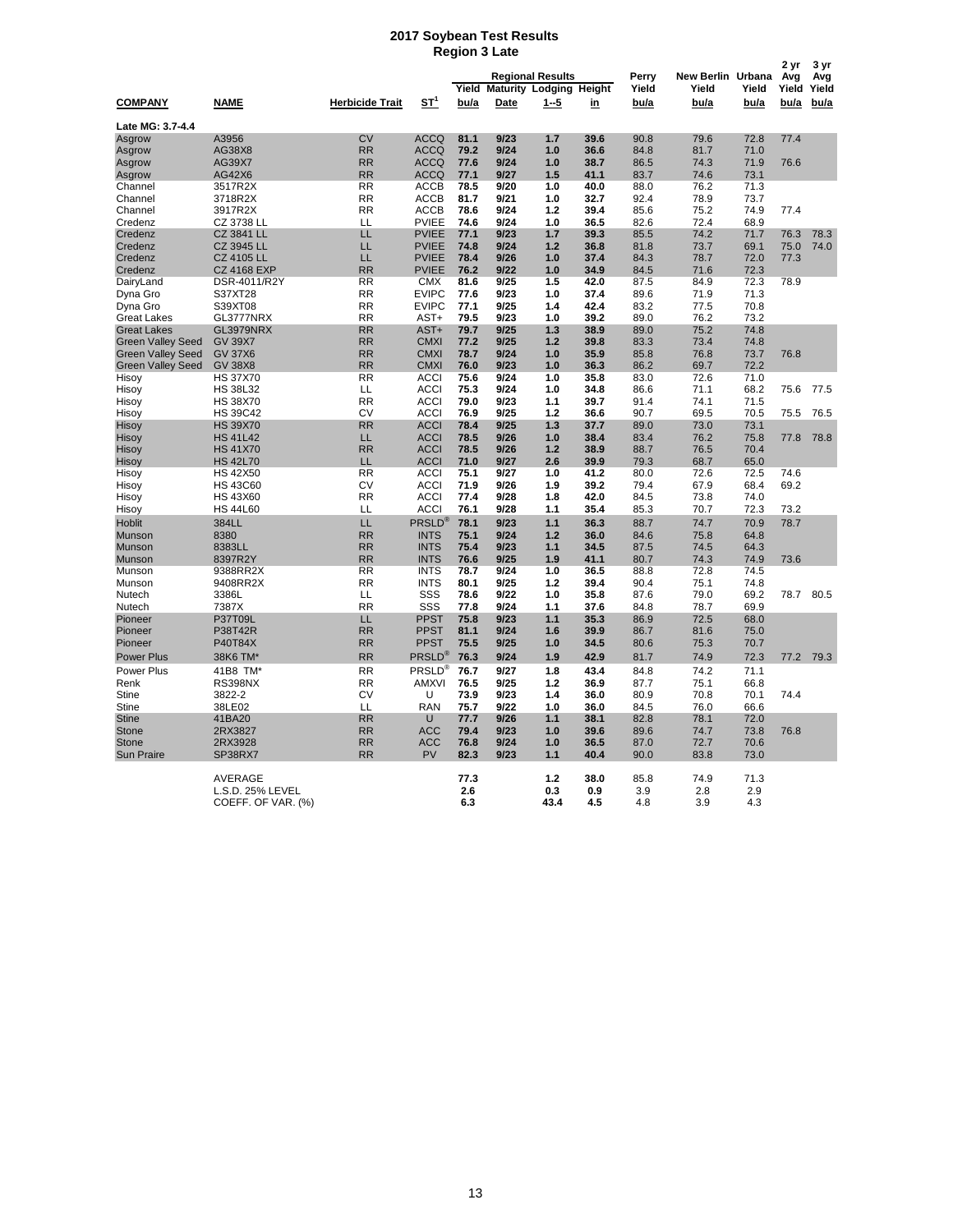# 2017 Soybean Test Results
## Region 3 Late

| COMPANY | NAME | Herbicide Trait | ST[1] | Regional Results Yield bu/a | Maturity Date | Lodging 1--5 | Height in | Perry Yield bu/a | New Berlin Yield bu/a | Urbana Yield bu/a | 2 yr Avg Yield bu/a | 3 yr Avg Yield bu/a |
|---|---|---|---|---|---|---|---|---|---|---|---|---|
| **Late MG: 3.7-4.4** | | | | | | | | | | | | |
| Asgrow | A3956 | CV | ACCQ | 81.1 | 9/23 | 1.7 | 39.6 | 90.8 | 79.6 | 72.8 | 77.4 | |
| Asgrow | AG38X8 | RR | ACCQ | 79.2 | 9/24 | 1.0 | 36.6 | 84.8 | 81.7 | 71.0 | | |
| Asgrow | AG39X7 | RR | ACCQ | 77.6 | 9/23 | 1.0 | 38.7 | 86.5 | 74.3 | 71.9 | 76.6 | |
| Asgrow | AG42X6 | RR | ACCQ | 77.1 | 9/27 | 1.5 | 41.1 | 83.7 | 74.6 | 73.1 | | |
| Channel | 3517R2X | RR | ACCB | 78.5 | 9/20 | 1.0 | 40.0 | 88.0 | 76.2 | 71.3 | | |
| Channel | 3718R2X | RR | ACCB | 81.7 | 9/21 | 1.0 | 32.7 | 92.4 | 78.9 | 73.7 | | |
| Channel | 3917R2X | RR | ACCB | 78.6 | 9/24 | 1.2 | 39.4 | 85.6 | 75.2 | 74.9 | 77.4 | |
| Credenz | CZ 3738 LL | LL | PVIEE | 74.6 | 9/24 | 1.0 | 36.5 | 82.6 | 72.4 | 68.9 | | |
| Credenz | CZ 3841 LL | LL | PVIEE | 77.1 | 9/23 | 1.7 | 39.3 | 85.5 | 74.2 | 71.7 | 76.3 | 78.3 |
| Credenz | CZ 3945 LL | LL | PVIEE | 74.8 | 9/24 | 1.2 | 36.8 | 81.8 | 73.7 | 69.1 | 75.0 | 74.0 |
| Credenz | CZ 4105 LL | LL | PVIEE | 78.4 | 9/26 | 1.0 | 37.4 | 84.3 | 78.7 | 72.0 | 77.3 | |
| Credenz | CZ 4168 EXP | RR | PVIEE | 76.2 | 9/22 | 1.0 | 34.9 | 84.5 | 71.6 | 72.3 | | |
| DairyLand | DSR-4011/R2Y | RR | CMX | 81.6 | 9/25 | 1.5 | 42.0 | 87.5 | 84.9 | 72.3 | 78.9 | |
| Dyna Gro | S37XT28 | RR | EVIPC | 77.6 | 9/23 | 1.0 | 37.4 | 89.6 | 71.9 | 71.3 | | |
| Dyna Gro | S39XT08 | RR | EVIPC | 77.1 | 9/25 | 1.4 | 42.4 | 83.2 | 77.5 | 70.8 | | |
| Great Lakes | GL3777NRX | RR | AST+ | 79.5 | 9/23 | 1.0 | 39.2 | 89.0 | 76.2 | 73.2 | | |
| Great Lakes | GL3979NRX | RR | AST+ | 79.7 | 9/25 | 1.3 | 38.9 | 89.0 | 75.2 | 74.8 | | |
| Green Valley Seed | GV 39X7 | RR | CMXI | 77.2 | 9/25 | 1.2 | 39.8 | 83.3 | 73.4 | 74.8 | | |
| Green Valley Seed | GV 37X6 | RR | CMXI | 78.7 | 9/24 | 1.0 | 35.9 | 85.8 | 76.8 | 73.7 | 76.8 | |
| Green Valley Seed | GV 38X8 | RR | CMXI | 76.0 | 9/23 | 1.0 | 36.3 | 86.2 | 69.7 | 72.2 | | |
| Hisoy | HS 37X70 | RR | ACCI | 75.6 | 9/24 | 1.0 | 35.8 | 83.0 | 72.6 | 71.0 | | |
| Hisoy | HS 38L32 | LL | ACCI | 75.3 | 9/24 | 1.0 | 34.8 | 86.6 | 71.1 | 68.2 | 75.6 | 77.5 |
| Hisoy | HS 38X70 | RR | ACCI | 79.0 | 9/23 | 1.1 | 39.7 | 91.4 | 74.1 | 71.5 | | |
| Hisoy | HS 39C42 | CV | ACCI | 76.9 | 9/25 | 1.2 | 36.6 | 90.7 | 69.5 | 70.5 | 75.5 | 76.5 |
| Hisoy | HS 39X70 | RR | ACCI | 78.4 | 9/25 | 1.3 | 37.7 | 89.0 | 73.0 | 73.1 | | |
| Hisoy | HS 41L42 | LL | ACCI | 78.5 | 9/26 | 1.0 | 38.4 | 83.4 | 76.2 | 75.8 | 77.8 | 78.8 |
| Hisoy | HS 41X70 | RR | ACCI | 78.5 | 9/26 | 1.2 | 38.9 | 88.7 | 76.5 | 70.4 | | |
| Hisoy | HS 42L70 | LL | ACCI | 71.0 | 9/27 | 2.6 | 39.9 | 79.3 | 68.7 | 65.0 | | |
| Hisoy | HS 42X50 | RR | ACCI | 75.1 | 9/27 | 1.0 | 41.2 | 80.0 | 72.6 | 72.5 | 74.6 | |
| Hisoy | HS 43C60 | CV | ACCI | 71.9 | 9/26 | 1.9 | 39.2 | 79.4 | 67.9 | 68.4 | 69.2 | |
| Hisoy | HS 43X60 | RR | ACCI | 77.4 | 9/28 | 1.8 | 42.0 | 84.5 | 73.8 | 74.0 | | |
| Hisoy | HS 44L60 | LL | ACCI | 76.1 | 9/28 | 1.1 | 35.4 | 85.3 | 70.7 | 72.3 | 73.2 | |
| Hoblit | 384LL | LL | PRSLD® | 78.1 | 9/23 | 1.1 | 36.3 | 88.7 | 74.7 | 70.9 | 78.7 | |
| Munson | 8380 | RR | INTS | 75.1 | 9/24 | 1.2 | 36.0 | 84.6 | 75.8 | 64.8 | | |
| Munson | 8383LL | RR | INTS | 75.4 | 9/23 | 1.1 | 34.5 | 87.5 | 74.5 | 64.3 | | |
| Munson | 8397R2Y | RR | INTS | 76.6 | 9/25 | 1.9 | 41.1 | 80.7 | 74.3 | 74.9 | 73.6 | |
| Munson | 9388RR2X | RR | INTS | 78.7 | 9/24 | 1.0 | 36.5 | 88.8 | 72.8 | 74.5 | | |
| Munson | 9408RR2X | RR | INTS | 80.1 | 9/25 | 1.2 | 39.4 | 90.4 | 75.1 | 74.8 | | |
| Nutech | 3386L | LL | SSS | 78.6 | 9/22 | 1.0 | 35.8 | 87.6 | 79.0 | 69.2 | 78.7 | 80.5 |
| Nutech | 7387X | RR | SSS | 77.8 | 9/24 | 1.1 | 37.6 | 84.8 | 78.7 | 69.9 | | |
| Pioneer | P37T09L | LL | PPST | 75.8 | 9/23 | 1.1 | 35.3 | 86.9 | 72.5 | 68.0 | | |
| Pioneer | P38T42R | RR | PPST | 81.1 | 9/24 | 1.6 | 39.9 | 86.7 | 81.6 | 75.0 | | |
| Pioneer | P40T84X | RR | PPST | 75.5 | 9/25 | 1.0 | 34.5 | 80.6 | 75.3 | 70.7 | | |
| Power Plus | 38K6 TM* | RR | PRSLD® | 76.3 | 9/24 | 1.9 | 42.9 | 81.7 | 74.9 | 72.3 | 77.2 | 79.3 |
| Power Plus | 41B8 TM* | RR | PRSLD® | 76.7 | 9/27 | 1.8 | 43.4 | 84.8 | 74.2 | 71.1 | | |
| Renk | RS398NX | RR | AMXVI | 76.5 | 9/25 | 1.2 | 36.9 | 87.7 | 75.1 | 66.8 | | |
| Stine | 3822-2 | CV | U | 73.9 | 9/23 | 1.4 | 36.0 | 80.9 | 70.8 | 70.1 | 74.4 | |
| Stine | 38LE02 | LL | RAN | 75.7 | 9/22 | 1.0 | 36.0 | 84.5 | 76.0 | 66.6 | | |
| Stine | 41BA20 | RR | U | 77.7 | 9/26 | 1.1 | 38.1 | 82.8 | 78.1 | 72.0 | | |
| Stone | 2RX3827 | RR | ACC | 79.4 | 9/23 | 1.0 | 39.6 | 89.6 | 74.7 | 73.8 | 76.8 | |
| Stone | 2RX3928 | RR | ACC | 76.8 | 9/24 | 1.0 | 36.5 | 87.0 | 72.7 | 70.6 | | |
| Sun Praire | SP38RX7 | RR | PV | 82.3 | 9/23 | 1.1 | 40.4 | 90.0 | 83.8 | 73.0 | | |
| | AVERAGE | | | 77.3 | | 1.2 | 38.0 | 85.8 | 74.9 | 71.3 | | |
| | L.S.D. 25% LEVEL | | | 2.6 | | 0.3 | 0.9 | 3.9 | 2.8 | 2.9 | | |
| | COEFF. OF VAR. (%) | | | 6.3 | | 43.4 | 4.5 | 4.8 | 3.9 | 4.3 | | |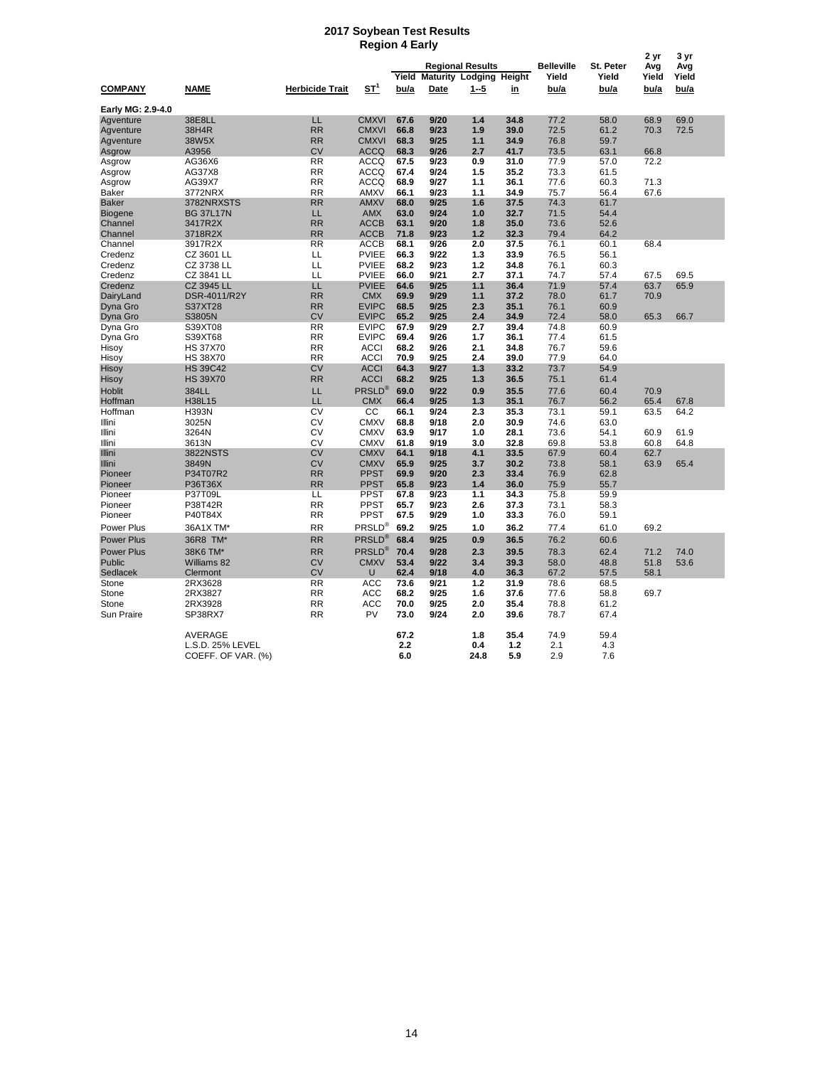# 2017 Soybean Test Results
## Region 4 Early

| COMPANY | NAME | Herbicide Trait | ST[1] | Regional Results Yield bu/a | Maturity Date | Lodging 1--5 | Height in | Belleville Yield bu/a | St. Peter Yield bu/a | 2 yr Avg Yield bu/a | 3 yr Avg Yield bu/a |
|---|---|---|---|---|---|---|---|---|---|---|---|
| **Early MG: 2.9-4.0** | | | | | | | | | | | |
| Agventure | 38E8LL | LL | CMXVI | 67.6 | 9/20 | 1.4 | 34.8 | 77.2 | 58.0 | 68.9 | 69.0 |
| Agventure | 38H4R | RR | CMXVI | 66.8 | 9/23 | 1.9 | 39.0 | 72.5 | 61.2 | 70.3 | 72.5 |
| Agventure | 38W5X | RR | CMXVI | 68.3 | 9/25 | 1.1 | 34.9 | 76.8 | 59.7 | | |
| Asgrow | A3956 | CV | ACCQ | 68.3 | 9/26 | 2.7 | 41.7 | 73.5 | 63.1 | 66.8 | |
| Asgrow | AG36X6 | RR | ACCQ | 67.5 | 9/23 | 0.9 | 31.0 | 77.9 | 57.0 | 72.2 | |
| Asgrow | AG37X8 | RR | ACCQ | 67.4 | 9/24 | 1.5 | 35.2 | 73.3 | 61.5 | | |
| Asgrow | AG39X7 | RR | ACCQ | 68.9 | 9/27 | 1.1 | 36.1 | 77.6 | 60.3 | 71.3 | |
| Baker | 3772NRX | RR | AMXV | 66.1 | 9/23 | 1.1 | 34.9 | 75.7 | 56.4 | 67.6 | |
| Baker | 3782NRXSTS | RR | AMXV | 68.0 | 9/25 | 1.6 | 37.5 | 74.3 | 61.7 | | |
| Biogene | BG 37L17N | LL | AMX | 63.0 | 9/24 | 1.0 | 32.7 | 71.5 | 54.4 | | |
| Channel | 3417R2X | RR | ACCB | 63.1 | 9/20 | 1.8 | 35.0 | 73.6 | 52.6 | | |
| Channel | 3718R2X | RR | ACCB | 71.8 | 9/23 | 1.2 | 32.3 | 79.4 | 64.2 | | |
| Channel | 3917R2X | RR | ACCB | 68.1 | 9/26 | 2.0 | 37.5 | 76.1 | 60.1 | 68.4 | |
| Credenz | CZ 3601 LL | LL | PVIEE | 66.3 | 9/22 | 1.3 | 33.9 | 76.5 | 56.1 | | |
| Credenz | CZ 3738 LL | LL | PVIEE | 68.2 | 9/23 | 1.2 | 34.8 | 76.1 | 60.3 | | |
| Credenz | CZ 3841 LL | LL | PVIEE | 66.0 | 9/21 | 2.7 | 37.1 | 74.7 | 57.4 | 67.5 | 69.5 |
| Credenz | CZ 3945 LL | LL | PVIEE | 64.6 | 9/25 | 1.1 | 36.4 | 71.9 | 57.4 | 63.7 | 65.9 |
| DairyLand | DSR-4011/R2Y | RR | CMX | 69.9 | 9/29 | 1.1 | 37.2 | 78.0 | 61.7 | 70.9 | |
| Dyna Gro | S37XT28 | RR | EVIPC | 68.5 | 9/25 | 2.3 | 35.1 | 76.1 | 60.9 | | |
| Dyna Gro | S3805N | CV | EVIPC | 65.2 | 9/25 | 2.4 | 34.9 | 72.4 | 58.0 | 65.3 | 66.7 |
| Dyna Gro | S39XT08 | RR | EVIPC | 67.9 | 9/29 | 2.7 | 39.4 | 74.8 | 60.9 | | |
| Dyna Gro | S39XT68 | RR | EVIPC | 69.4 | 9/26 | 1.7 | 36.1 | 77.4 | 61.5 | | |
| Hisoy | HS 37X70 | RR | ACCI | 68.2 | 9/26 | 2.1 | 34.8 | 76.7 | 59.6 | | |
| Hisoy | HS 38X70 | RR | ACCI | 70.9 | 9/25 | 2.4 | 39.0 | 77.9 | 64.0 | | |
| Hisoy | HS 39C42 | CV | ACCI | 64.3 | 9/27 | 1.3 | 33.2 | 73.7 | 54.9 | | |
| Hisoy | HS 39X70 | RR | ACCI | 68.2 | 9/25 | 1.3 | 36.5 | 75.1 | 61.4 | | |
| Hoblit | 384LL | LL | PRSLD® | 69.0 | 9/22 | 0.9 | 35.5 | 77.6 | 60.4 | 70.9 | |
| Hoffman | H38L15 | LL | CMX | 66.4 | 9/25 | 1.3 | 35.1 | 76.7 | 56.2 | 65.4 | 67.8 |
| Hoffman | H393N | CV | CC | 66.1 | 9/24 | 2.3 | 35.3 | 73.1 | 59.1 | 63.5 | 64.2 |
| Illini | 3025N | CV | CMXV | 68.8 | 9/18 | 2.0 | 30.9 | 74.6 | 63.0 | | |
| Illini | 3264N | CV | CMXV | 63.9 | 9/17 | 1.0 | 28.1 | 73.6 | 54.1 | 60.9 | 61.9 |
| Illini | 3613N | CV | CMXV | 61.8 | 9/19 | 3.0 | 32.8 | 69.8 | 53.8 | 60.8 | 64.8 |
| Illini | 3822NSTS | CV | CMXV | 64.1 | 9/18 | 4.1 | 33.5 | 67.9 | 60.4 | 62.7 | |
| Illini | 3849N | CV | CMXV | 65.9 | 9/25 | 3.7 | 30.2 | 73.8 | 58.1 | 63.9 | 65.4 |
| Pioneer | P34T07R2 | RR | PPST | 69.9 | 9/20 | 2.3 | 33.4 | 76.9 | 62.8 | | |
| Pioneer | P36T36X | RR | PPST | 65.8 | 9/23 | 1.4 | 36.0 | 75.9 | 55.7 | | |
| Pioneer | P37T09L | LL | PPST | 67.8 | 9/23 | 1.1 | 34.3 | 75.8 | 59.9 | | |
| Pioneer | P38T42R | RR | PPST | 65.7 | 9/23 | 2.6 | 37.3 | 73.1 | 58.3 | | |
| Pioneer | P40T84X | RR | PPST | 67.5 | 9/29 | 1.0 | 33.3 | 76.0 | 59.1 | | |
| Power Plus | 36A1X TM* | RR | PRSLD® | 69.2 | 9/25 | 1.0 | 36.2 | 77.4 | 61.0 | 69.2 | |
| Power Plus | 36R8 TM* | RR | PRSLD® | 68.4 | 9/25 | 0.9 | 36.5 | 76.2 | 60.6 | | |
| Power Plus | 38K6 TM* | RR | PRSLD® | 70.4 | 9/28 | 2.3 | 39.5 | 78.3 | 62.4 | 71.2 | 74.0 |
| Public | Williams 82 | CV | CMXV | 53.4 | 9/22 | 3.4 | 39.3 | 58.0 | 48.8 | 51.8 | 53.6 |
| Sedlacek | Clermont | CV | U | 62.4 | 9/18 | 4.0 | 36.3 | 67.2 | 57.5 | 58.1 | |
| Stone | 2RX3628 | RR | ACC | 73.6 | 9/21 | 1.2 | 31.9 | 78.6 | 68.5 | | |
| Stone | 2RX3827 | RR | ACC | 68.2 | 9/25 | 1.6 | 37.6 | 77.6 | 58.8 | 69.7 | |
| Stone | 2RX3928 | RR | ACC | 70.0 | 9/25 | 2.0 | 35.4 | 78.8 | 61.2 | | |
| Sun Praire | SP38RX7 | RR | PV | 73.0 | 9/24 | 2.0 | 39.6 | 78.7 | 67.4 | | |
| | AVERAGE | | | 67.2 | | 1.8 | 35.4 | 74.9 | 59.4 | | |
| | L.S.D. 25% LEVEL | | | 2.2 | | 0.4 | 1.2 | 2.1 | 4.3 | | |
| | COEFF. OF VAR. (%) | | | 6.0 | | 24.8 | 5.9 | 2.9 | 7.6 | | |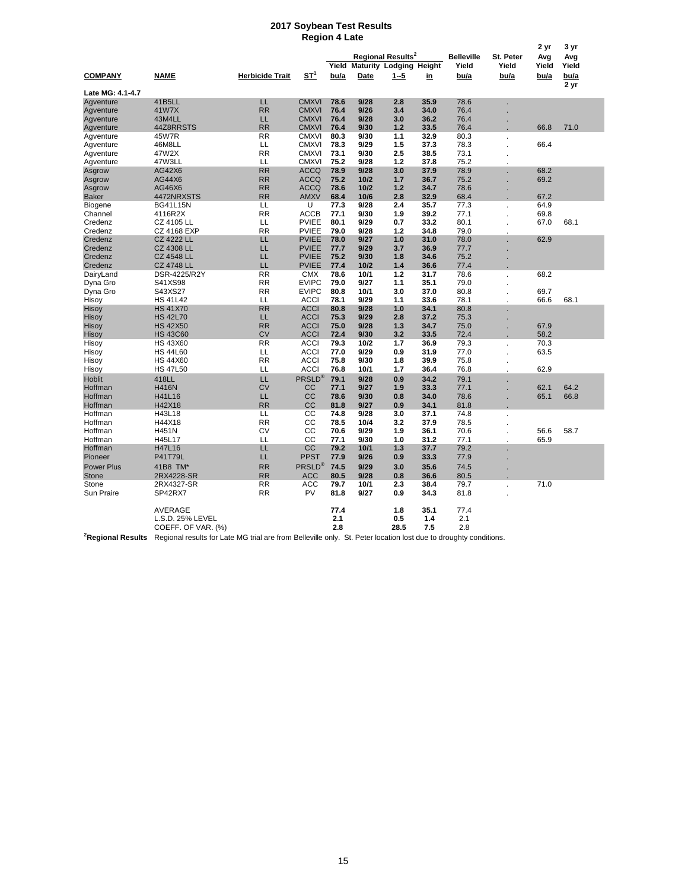# 2017 Soybean Test Results
## Region 4 Late

| COMPANY | NAME | Herbicide Trait | ST[1] | Regional Results[2] Yield bu/a | Maturity Date | Lodging 1--5 | Height in | Belleville Yield bu/a | St. Peter Yield bu/a | 2 yr Avg Yield bu/a | 3 yr Avg Yield bu/a 2 yr |
|---|---|---|---|---|---|---|---|---|---|---|---|
| **Late MG: 4.1-4.7** | | | | | | | | | | | |
| Agventure | 41B5LL | LL | CMXVI | 78.6 | 9/28 | 2.8 | 35.9 | 78.6 | . | | |
| Agventure | 41W7X | RR | CMXVI | 76.4 | 9/26 | 3.4 | 34.0 | 76.4 | . | | |
| Agventure | 43M4LL | LL | CMXVI | 76.4 | 9/28 | 3.0 | 36.2 | 76.4 | . | | |
| Agventure | 44Z8RRSTS | RR | CMXVI | 76.4 | 9/30 | 1.2 | 33.5 | 76.4 | . | 66.8 | 71.0 |
| Agventure | 45W7R | RR | CMXVI | 80.3 | 9/30 | 1.1 | 32.9 | 80.3 | . | | |
| Agventure | 46M8LL | LL | CMXVI | 78.3 | 9/29 | 1.5 | 37.3 | 78.3 | . | 66.4 | |
| Agventure | 47W2X | RR | CMXVI | 73.1 | 9/30 | 2.5 | 38.5 | 73.1 | . | | |
| Agventure | 47W3LL | LL | CMXVI | 75.2 | 9/28 | 1.2 | 37.8 | 75.2 | . | | |
| Asgrow | AG42X6 | RR | ACCQ | 78.9 | 9/28 | 3.0 | 37.9 | 78.9 | . | 68.2 | |
| Asgrow | AG44X6 | RR | ACCQ | 75.2 | 10/2 | 1.7 | 36.7 | 75.2 | . | 69.2 | |
| Asgrow | AG46X6 | RR | ACCQ | 78.6 | 10/2 | 1.2 | 34.7 | 78.6 | . | | |
| Baker | 4472NRXSTS | RR | AMXV | 68.4 | 10/6 | 2.8 | 32.9 | 68.4 | . | 67.2 | |
| Biogene | BG41L15N | LL | U | 77.3 | 9/28 | 2.4 | 35.7 | 77.3 | . | 64.9 | |
| Channel | 4116R2X | RR | ACCB | 77.1 | 9/30 | 1.9 | 39.2 | 77.1 | . | 69.8 | |
| Credenz | CZ 4105 LL | LL | PVIEE | 80.1 | 9/29 | 0.7 | 33.2 | 80.1 | . | 67.0 | 68.1 |
| Credenz | CZ 4168 EXP | RR | PVIEE | 79.0 | 9/28 | 1.2 | 34.8 | 79.0 | . | | |
| Credenz | CZ 4222 LL | LL | PVIEE | 78.0 | 9/27 | 1.0 | 31.0 | 78.0 | . | 62.9 | |
| Credenz | CZ 4308 LL | LL | PVIEE | 77.7 | 9/29 | 3.7 | 36.9 | 77.7 | . | | |
| Credenz | CZ 4548 LL | LL | PVIEE | 75.2 | 9/30 | 1.8 | 34.6 | 75.2 | . | | |
| Credenz | CZ 4748 LL | LL | PVIEE | 77.4 | 10/2 | 1.4 | 36.6 | 77.4 | . | | |
| DairyLand | DSR-4225/R2Y | RR | CMX | 78.6 | 10/1 | 1.2 | 31.7 | 78.6 | . | 68.2 | |
| Dyna Gro | S41XS98 | RR | EVIPC | 79.0 | 9/27 | 1.1 | 35.1 | 79.0 | . | | |
| Dyna Gro | S43XS27 | RR | EVIPC | 80.8 | 10/1 | 3.0 | 37.0 | 80.8 | . | 69.7 | |
| Hisoy | HS 41L42 | LL | ACCI | 78.1 | 9/29 | 1.1 | 33.6 | 78.1 | . | 66.6 | 68.1 |
| Hisoy | HS 41X70 | RR | ACCI | 80.8 | 9/28 | 1.0 | 34.1 | 80.8 | . | | |
| Hisoy | HS 42L70 | LL | ACCI | 75.3 | 9/29 | 2.8 | 37.2 | 75.3 | . | | |
| Hisoy | HS 42X50 | RR | ACCI | 75.0 | 9/28 | 1.3 | 34.7 | 75.0 | . | 67.9 | |
| Hisoy | HS 43C60 | CV | ACCI | 72.4 | 9/30 | 3.2 | 33.5 | 72.4 | . | 58.2 | |
| Hisoy | HS 43X60 | RR | ACCI | 79.3 | 10/2 | 1.7 | 36.9 | 79.3 | . | 70.3 | |
| Hisoy | HS 44L60 | LL | ACCI | 77.0 | 9/29 | 0.9 | 31.9 | 77.0 | . | 63.5 | |
| Hisoy | HS 44X60 | RR | ACCI | 75.8 | 9/30 | 1.8 | 39.9 | 75.8 | . | | |
| Hisoy | HS 47L50 | LL | ACCI | 76.8 | 10/1 | 1.7 | 36.4 | 76.8 | . | 62.9 | |
| Hoblit | 418LL | LL | PRSLD® | 79.1 | 9/28 | 0.9 | 34.2 | 79.1 | . | | |
| Hoffman | H416N | CV | CC | 77.1 | 9/27 | 1.9 | 33.3 | 77.1 | . | 62.1 | 64.2 |
| Hoffman | H41L16 | LL | CC | 78.6 | 9/30 | 0.8 | 34.0 | 78.6 | . | 65.1 | 66.8 |
| Hoffman | H42X18 | RR | CC | 81.8 | 9/27 | 0.9 | 34.1 | 81.8 | . | | |
| Hoffman | H43L18 | LL | CC | 74.8 | 9/28 | 3.0 | 37.1 | 74.8 | . | | |
| Hoffman | H44X18 | RR | CC | 78.5 | 10/4 | 3.2 | 37.9 | 78.5 | . | | |
| Hoffman | H451N | CV | CC | 70.6 | 9/29 | 1.9 | 36.1 | 70.6 | . | 56.6 | 58.7 |
| Hoffman | H45L17 | LL | CC | 77.1 | 9/30 | 1.0 | 31.2 | 77.1 | . | 65.9 | |
| Hoffman | H47L16 | LL | CC | 79.2 | 10/1 | 1.3 | 37.7 | 79.2 | . | | |
| Pioneer | P41T79L | LL | PPST | 77.9 | 9/26 | 0.9 | 33.3 | 77.9 | . | | |
| Power Plus | 41B8 TM* | RR | PRSLD® | 74.5 | 9/29 | 3.0 | 35.6 | 74.5 | . | | |
| Stone | 2RX4228-SR | RR | ACC | 80.5 | 9/28 | 0.8 | 36.6 | 80.5 | . | | |
| Stone | 2RX4327-SR | RR | ACC | 79.7 | 10/1 | 2.3 | 38.4 | 79.7 | . | 71.0 | |
| Sun Praire | SP42RX7 | RR | PV | 81.8 | 9/27 | 0.9 | 34.3 | 81.8 | . | | |
| | AVERAGE | | | 77.4 | | 1.8 | 35.1 | 77.4 | | | |
| | L.S.D. 25% LEVEL | | | 2.1 | | 0.5 | 1.4 | 2.1 | | | |
| | COEFF. OF VAR. (%) | | | 2.8 | | 28.5 | 7.5 | 2.8 | | | |

**[2]Regional Results** Regional results for Late MG trial are from Belleville only. St. Peter location lost due to droughty conditions.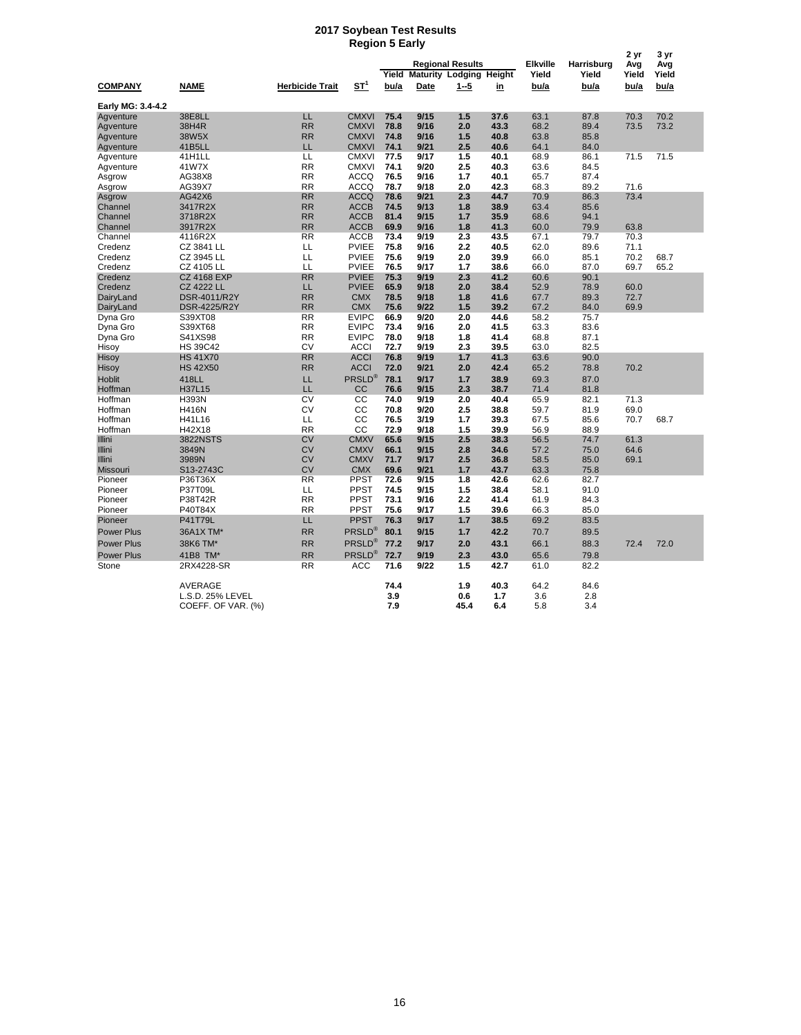# 2017 Soybean Test Results
## Region 5 Early

| COMPANY | NAME | Herbicide Trait | ST[1] | Regional Results Yield bu/a | Maturity Date | Lodging 1--5 | Height in | Elkville Yield bu/a | Harrisburg Yield bu/a | 2 yr Avg Yield bu/a | 3 yr Avg Yield bu/a |
|---|---|---|---|---|---|---|---|---|---|---|---|
| **Early MG: 3.4-4.2** | | | | | | | | | | | |
| Agventure | 38E8LL | LL | CMXVI | 75.4 | 9/15 | 1.5 | 37.6 | 63.1 | 87.8 | 70.3 | 70.2 |
| Agventure | 38H4R | RR | CMXVI | 78.8 | 9/16 | 2.0 | 43.3 | 68.2 | 89.4 | 73.5 | 73.2 |
| Agventure | 38W5X | RR | CMXVI | 74.8 | 9/16 | 1.5 | 40.8 | 63.8 | 85.8 | | |
| Agventure | 41B5LL | LL | CMXVI | 74.1 | 9/21 | 2.5 | 40.6 | 64.1 | 84.0 | | |
| Agventure | 41H1LL | LL | CMXVI | 77.5 | 9/17 | 1.5 | 40.1 | 68.9 | 86.1 | 71.5 | 71.5 |
| Agventure | 41W7X | RR | CMXVI | 74.1 | 9/20 | 2.5 | 40.3 | 63.6 | 84.5 | | |
| Asgrow | AG38X8 | RR | ACCQ | 76.5 | 9/16 | 1.7 | 40.1 | 65.7 | 87.4 | | |
| Asgrow | AG39X7 | RR | ACCQ | 78.7 | 9/18 | 2.0 | 42.3 | 68.3 | 89.2 | 71.6 | |
| Asgrow | AG42X6 | RR | ACCQ | 78.6 | 9/21 | 2.3 | 44.7 | 70.9 | 86.3 | 73.4 | |
| Channel | 3417R2X | RR | ACCB | 74.5 | 9/13 | 1.8 | 38.9 | 63.4 | 85.6 | | |
| Channel | 3718R2X | RR | ACCB | 81.4 | 9/15 | 1.7 | 35.9 | 68.6 | 94.1 | | |
| Channel | 3917R2X | RR | ACCB | 69.9 | 9/16 | 1.8 | 41.3 | 60.0 | 79.9 | 63.8 | |
| Channel | 4116R2X | RR | ACCB | 73.4 | 9/19 | 2.3 | 43.5 | 67.1 | 79.7 | 70.3 | |
| Credenz | CZ 3841 LL | LL | PVIEE | 75.8 | 9/16 | 2.2 | 40.5 | 62.0 | 89.6 | 71.1 | |
| Credenz | CZ 3945 LL | LL | PVIEE | 75.6 | 9/19 | 2.0 | 39.9 | 66.0 | 85.1 | 70.2 | 68.7 |
| Credenz | CZ 4105 LL | LL | PVIEE | 76.5 | 9/17 | 1.7 | 38.6 | 66.0 | 87.0 | 69.7 | 65.2 |
| Credenz | CZ 4168 EXP | RR | PVIEE | 75.3 | 9/19 | 2.3 | 41.2 | 60.6 | 90.1 | | |
| Credenz | CZ 4222 LL | LL | PVIEE | 65.9 | 9/18 | 2.0 | 38.4 | 52.9 | 78.9 | 60.0 | |
| DairyLand | DSR-4011/R2Y | RR | CMX | 78.5 | 9/18 | 1.8 | 41.6 | 67.7 | 89.3 | 72.7 | |
| DairyLand | DSR-4225/R2Y | RR | CMX | 75.6 | 9/22 | 1.5 | 39.2 | 67.2 | 84.0 | 69.9 | |
| Dyna Gro | S39XT08 | RR | EVIPC | 66.9 | 9/20 | 2.0 | 44.6 | 58.2 | 75.7 | | |
| Dyna Gro | S39XT68 | RR | EVIPC | 73.4 | 9/16 | 2.0 | 41.5 | 63.3 | 83.6 | | |
| Dyna Gro | S41XS98 | RR | EVIPC | 78.0 | 9/18 | 1.8 | 41.4 | 68.8 | 87.1 | | |
| Hisoy | HS 39C42 | CV | ACCI | 72.7 | 9/19 | 2.3 | 39.5 | 63.0 | 82.5 | | |
| Hisoy | HS 41X70 | RR | ACCI | 76.8 | 9/19 | 1.7 | 41.3 | 63.6 | 90.0 | | |
| Hisoy | HS 42X50 | RR | ACCI | 72.0 | 9/21 | 2.0 | 42.4 | 65.2 | 78.8 | 70.2 | |
| Hoblit | 418LL | LL | PRSLD® | 78.1 | 9/17 | 1.7 | 38.9 | 69.3 | 87.0 | | |
| Hoffman | H37L15 | LL | CC | 76.6 | 9/15 | 2.3 | 38.7 | 71.4 | 81.8 | | |
| Hoffman | H393N | CV | CC | 74.0 | 9/19 | 2.0 | 40.4 | 65.9 | 82.1 | 71.3 | |
| Hoffman | H416N | CV | CC | 70.8 | 9/20 | 2.5 | 38.8 | 59.7 | 81.9 | 69.0 | |
| Hoffman | H41L16 | LL | CC | 76.5 | 3/19 | 1.7 | 39.3 | 67.5 | 85.6 | 70.7 | 68.7 |
| Hoffman | H42X18 | RR | CC | 72.9 | 9/18 | 1.5 | 39.9 | 56.9 | 88.9 | | |
| Illini | 3822NSTS | CV | CMXV | 65.6 | 9/15 | 2.5 | 38.3 | 56.5 | 74.7 | 61.3 | |
| Illini | 3849N | CV | CMXV | 66.1 | 9/15 | 2.8 | 34.6 | 57.2 | 75.0 | 64.6 | |
| Illini | 3989N | CV | CMXV | 71.7 | 9/17 | 2.5 | 36.8 | 58.5 | 85.0 | 69.1 | |
| Missouri | S13-2743C | CV | CMX | 69.6 | 9/21 | 1.7 | 43.7 | 63.3 | 75.8 | | |
| Pioneer | P36T36X | RR | PPST | 72.6 | 9/15 | 1.8 | 42.6 | 62.6 | 82.7 | | |
| Pioneer | P37T09L | LL | PPST | 74.5 | 9/15 | 1.5 | 38.4 | 58.1 | 91.0 | | |
| Pioneer | P38T42R | RR | PPST | 73.1 | 9/16 | 2.2 | 41.4 | 61.9 | 84.3 | | |
| Pioneer | P40T84X | RR | PPST | 75.6 | 9/17 | 1.5 | 39.6 | 66.3 | 85.0 | | |
| Pioneer | P41T79L | LL | PPST | 76.3 | 9/17 | 1.7 | 38.5 | 69.2 | 83.5 | | |
| Power Plus | 36A1X TM* | RR | PRSLD® | 80.1 | 9/15 | 1.7 | 42.2 | 70.7 | 89.5 | | |
| Power Plus | 38K6 TM* | RR | PRSLD® | 77.2 | 9/17 | 2.0 | 43.1 | 66.1 | 88.3 | 72.4 | 72.0 |
| Power Plus | 41B8 TM* | RR | PRSLD® | 72.7 | 9/19 | 2.3 | 43.0 | 65.6 | 79.8 | | |
| Stone | 2RX4228-SR | RR | ACC | 71.6 | 9/22 | 1.5 | 42.7 | 61.0 | 82.2 | | |
| | AVERAGE | | | 74.4 | | 1.9 | 40.3 | 64.2 | 84.6 | | |
| | L.S.D. 25% LEVEL | | | 3.9 | | 0.6 | 1.7 | 3.6 | 2.8 | | |
| | COEFF. OF VAR. (%) | | | 7.9 | | 45.4 | 6.4 | 5.8 | 3.4 | | |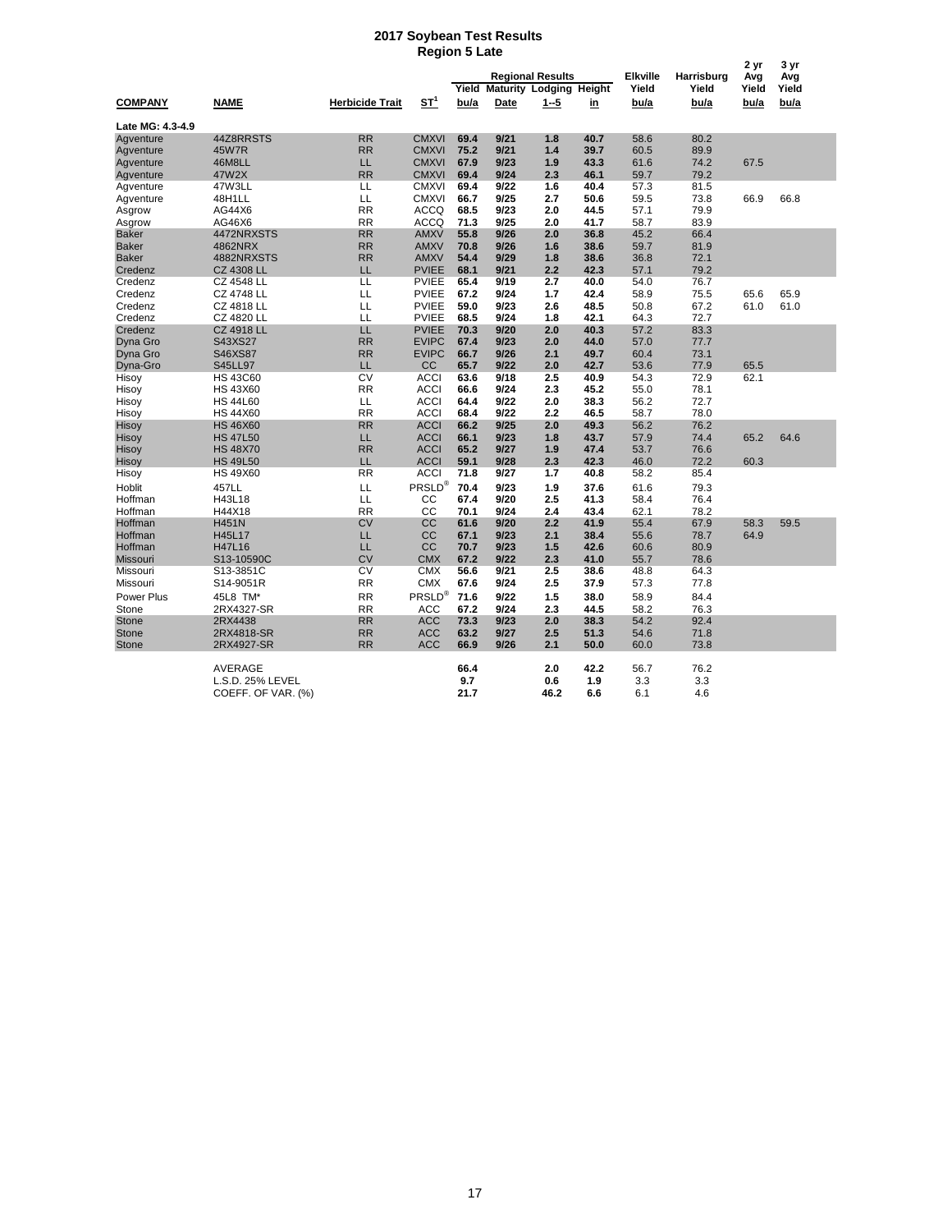# 2017 Soybean Test Results
## Region 5 Late

| COMPANY | NAME | Herbicide Trait | ST[1] | Regional Results Yield bu/a | Maturity Date | Lodging 1--5 | Height in | Elkville Yield bu/a | Harrisburg Yield bu/a | 2 yr Avg Yield bu/a | 3 yr Avg Yield bu/a |
|---|---|---|---|---|---|---|---|---|---|---|---|
| **Late MG: 4.3-4.9** | | | | | | | | | | | |
| Agventure | 44Z8RRSTS | RR | CMXVI | 69.4 | 9/21 | 1.8 | 40.7 | 58.6 | 80.2 | | |
| Agventure | 45W7R | RR | CMXVI | 75.2 | 9/21 | 1.4 | 39.7 | 60.5 | 89.9 | | |
| Agventure | 46M8LL | LL | CMXVI | 67.9 | 9/23 | 1.9 | 43.3 | 61.6 | 74.2 | 67.5 | |
| Agventure | 47W2X | RR | CMXVI | 69.4 | 9/24 | 2.3 | 46.1 | 59.7 | 79.2 | | |
| Agventure | 47W3LL | LL | CMXVI | 69.4 | 9/22 | 1.6 | 40.4 | 57.3 | 81.5 | | |
| Agventure | 48H1LL | LL | CMXVI | 66.7 | 9/25 | 2.7 | 50.6 | 59.5 | 73.8 | 66.9 | 66.8 |
| Asgrow | AG44X6 | RR | ACCQ | 68.5 | 9/23 | 2.0 | 44.5 | 57.1 | 79.9 | | |
| Asgrow | AG46X6 | RR | ACCQ | 71.3 | 9/25 | 2.0 | 41.7 | 58.7 | 83.9 | | |
| Baker | 4472NRXSTS | RR | AMXV | 55.8 | 9/26 | 2.0 | 36.8 | 45.2 | 66.4 | | |
| Baker | 4862NRX | RR | AMXV | 70.8 | 9/26 | 1.6 | 38.6 | 59.7 | 81.9 | | |
| Baker | 4882NRXSTS | RR | AMXV | 54.4 | 9/29 | 1.8 | 38.6 | 36.8 | 72.1 | | |
| Credenz | CZ 4308 LL | LL | PVIEE | 68.1 | 9/21 | 2.2 | 42.3 | 57.1 | 79.2 | | |
| Credenz | CZ 4548 LL | LL | PVIEE | 65.4 | 9/19 | 2.7 | 40.0 | 54.0 | 76.7 | | |
| Credenz | CZ 4748 LL | LL | PVIEE | 67.2 | 9/24 | 1.7 | 42.4 | 58.9 | 75.5 | 65.6 | 65.9 |
| Credenz | CZ 4818 LL | LL | PVIEE | 59.0 | 9/23 | 2.6 | 48.5 | 50.8 | 67.2 | 61.0 | 61.0 |
| Credenz | CZ 4820 LL | LL | PVIEE | 68.5 | 9/24 | 1.8 | 42.1 | 64.3 | 72.7 | | |
| Credenz | CZ 4918 LL | LL | PVIEE | 70.3 | 9/20 | 2.0 | 40.3 | 57.2 | 83.3 | | |
| Dyna Gro | S43XS27 | RR | EVIPC | 67.4 | 9/23 | 2.0 | 44.0 | 57.0 | 77.7 | | |
| Dyna Gro | S46XS87 | RR | EVIPC | 66.7 | 9/26 | 2.1 | 49.7 | 60.4 | 73.1 | | |
| Dyna-Gro | S45LL97 | LL | CC | 65.7 | 9/22 | 2.0 | 42.7 | 53.6 | 77.9 | 65.5 | |
| Hisoy | HS 43C60 | CV | ACCI | 63.6 | 9/18 | 2.5 | 40.9 | 54.3 | 72.9 | 62.1 | |
| Hisoy | HS 43X60 | RR | ACCI | 66.6 | 9/24 | 2.3 | 45.2 | 55.0 | 78.1 | | |
| Hisoy | HS 44L60 | LL | ACCI | 64.4 | 9/22 | 2.0 | 38.3 | 56.2 | 72.7 | | |
| Hisoy | HS 44X60 | RR | ACCI | 68.4 | 9/22 | 2.2 | 46.5 | 58.7 | 78.0 | | |
| Hisoy | HS 46X60 | RR | ACCI | 66.2 | 9/25 | 2.0 | 49.3 | 56.2 | 76.2 | | |
| Hisoy | HS 47L50 | LL | ACCI | 66.1 | 9/23 | 1.8 | 43.7 | 57.9 | 74.4 | 65.2 | 64.6 |
| Hisoy | HS 48X70 | RR | ACCI | 65.2 | 9/27 | 1.9 | 47.4 | 53.7 | 76.6 | | |
| Hisoy | HS 49L50 | LL | ACCI | 59.1 | 9/28 | 2.3 | 42.3 | 46.0 | 72.2 | 60.3 | |
| Hisoy | HS 49X60 | RR | ACCI | 71.8 | 9/27 | 1.7 | 40.8 | 58.2 | 85.4 | | |
| Hoblit | 457LL | LL | PRSLD® | 70.4 | 9/23 | 1.9 | 37.6 | 61.6 | 79.3 | | |
| Hoffman | H43L18 | LL | CC | 67.4 | 9/20 | 2.5 | 41.3 | 58.4 | 76.4 | | |
| Hoffman | H44X18 | RR | CC | 70.1 | 9/24 | 2.4 | 43.4 | 62.1 | 78.2 | | |
| Hoffman | H451N | CV | CC | 61.6 | 9/20 | 2.2 | 41.9 | 55.4 | 67.9 | 58.3 | 59.5 |
| Hoffman | H45L17 | LL | CC | 67.1 | 9/23 | 2.1 | 38.4 | 55.6 | 78.7 | 64.9 | |
| Hoffman | H47L16 | LL | CC | 70.7 | 9/23 | 1.5 | 42.6 | 60.6 | 80.9 | | |
| Missouri | S13-10590C | CV | CMX | 67.2 | 9/22 | 2.3 | 41.0 | 55.7 | 78.6 | | |
| Missouri | S13-3851C | CV | CMX | 56.6 | 9/21 | 2.5 | 38.6 | 48.8 | 64.3 | | |
| Missouri | S14-9051R | RR | CMX | 67.6 | 9/24 | 2.5 | 37.9 | 57.3 | 77.8 | | |
| Power Plus | 45L8 TM* | RR | PRSLD® | 71.6 | 9/22 | 1.5 | 38.0 | 58.9 | 84.4 | | |
| Stone | 2RX4327-SR | RR | ACC | 67.2 | 9/24 | 2.3 | 44.5 | 58.2 | 76.3 | | |
| Stone | 2RX4438 | RR | ACC | 73.3 | 9/23 | 2.0 | 38.3 | 54.2 | 92.4 | | |
| Stone | 2RX4818-SR | RR | ACC | 63.2 | 9/27 | 2.5 | 51.3 | 54.6 | 71.8 | | |
| Stone | 2RX4927-SR | RR | ACC | 66.9 | 9/26 | 2.1 | 50.0 | 60.0 | 73.8 | | |
| | AVERAGE | | | 66.4 | | 2.0 | 42.2 | 56.7 | 76.2 | | |
| | L.S.D. 25% LEVEL | | | 9.7 | | 0.6 | 1.9 | 3.3 | 3.3 | | |
| | COEFF. OF VAR. (%) | | | 21.7 | | 46.2 | 6.6 | 6.1 | 4.6 | | |